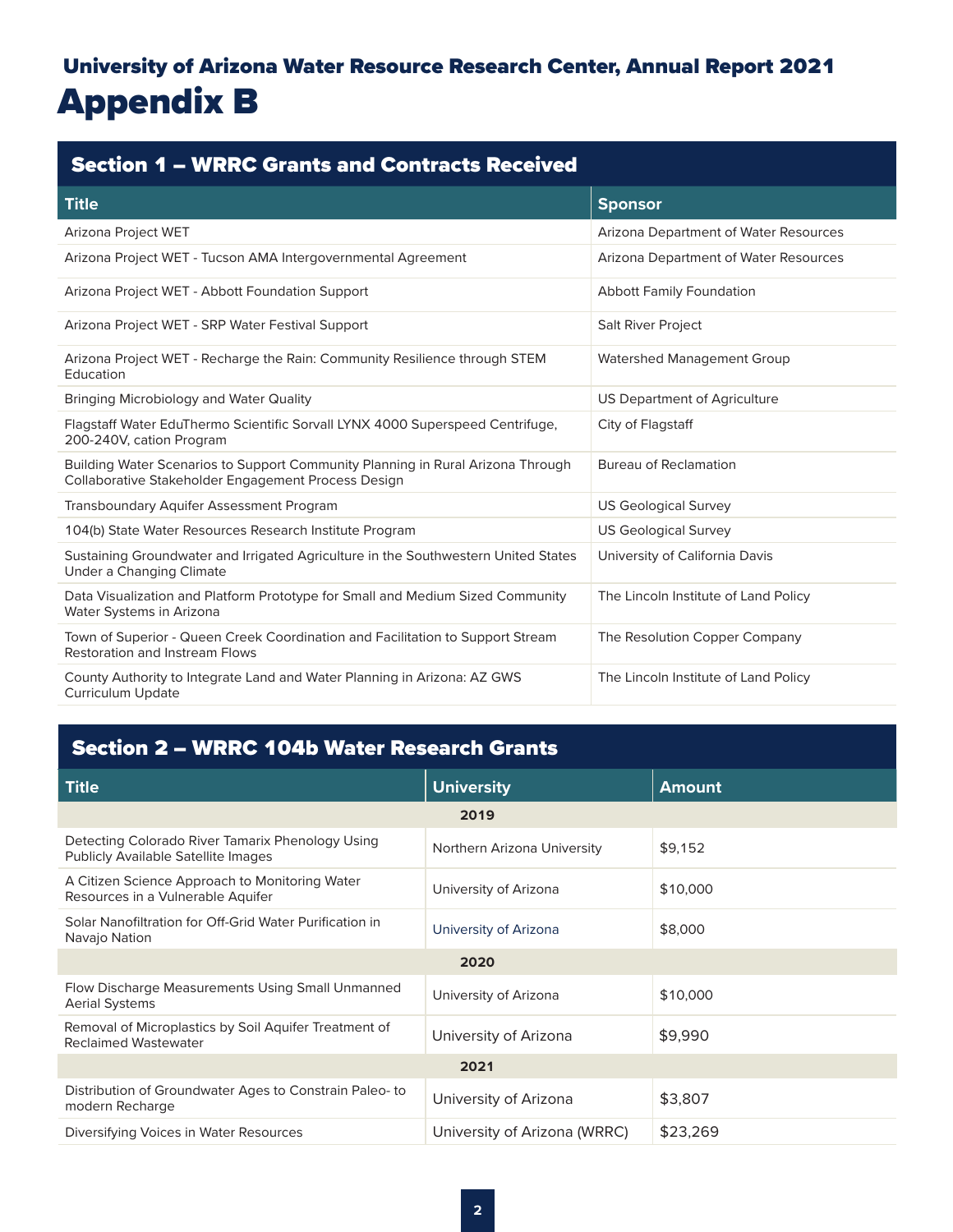## University of Arizona Water Resource Research Center, Annual Report 2021

# Appendix B

## Section 1 – WRRC Grants and Contracts Received

| Title | Sponsor |
|---|---|
| Arizona Project WET | Arizona Department of Water Resources |
| Arizona Project WET - Tucson AMA Intergovernmental Agreement | Arizona Department of Water Resources |
| Arizona Project WET - Abbott Foundation Support | Abbott Family Foundation |
| Arizona Project WET - SRP Water Festival Support | Salt River Project |
| Arizona Project WET - Recharge the Rain: Community Resilience through STEM Education | Watershed Management Group |
| Bringing Microbiology and Water Quality | US Department of Agriculture |
| Flagstaff Water EduThermo Scientific Sorvall LYNX 4000 Superspeed Centrifuge, 200-240V, cation Program | City of Flagstaff |
| Building Water Scenarios to Support Community Planning in Rural Arizona Through Collaborative Stakeholder Engagement Process Design | Bureau of Reclamation |
| Transboundary Aquifer Assessment Program | US Geological Survey |
| 104(b) State Water Resources Research Institute Program | US Geological Survey |
| Sustaining Groundwater and Irrigated Agriculture in the Southwestern United States Under a Changing Climate | University of California Davis |
| Data Visualization and Platform Prototype for Small and Medium Sized Community Water Systems in Arizona | The Lincoln Institute of Land Policy |
| Town of Superior - Queen Creek Coordination and Facilitation to Support Stream Restoration and Instream Flows | The Resolution Copper Company |
| County Authority to Integrate Land and Water Planning in Arizona: AZ GWS Curriculum Update | The Lincoln Institute of Land Policy |

## Section 2 – WRRC 104b Water Research Grants

| Title | University | Amount |
|---|---|---|
| **2019** | | |
| Detecting Colorado River Tamarix Phenology Using Publicly Available Satellite Images | Northern Arizona University | $9,152 |
| A Citizen Science Approach to Monitoring Water Resources in a Vulnerable Aquifer | University of Arizona | $10,000 |
| Solar Nanofiltration for Off-Grid Water Purification in Navajo Nation | University of Arizona | $8,000 |
| **2020** | | |
| Flow Discharge Measurements Using Small Unmanned Aerial Systems | University of Arizona | $10,000 |
| Removal of Microplastics by Soil Aquifer Treatment of Reclaimed Wastewater | University of Arizona | $9,990 |
| **2021** | | |
| Distribution of Groundwater Ages to Constrain Paleo- to modern Recharge | University of Arizona | $3,807 |
| Diversifying Voices in Water Resources | University of Arizona (WRRC) | $23,269 |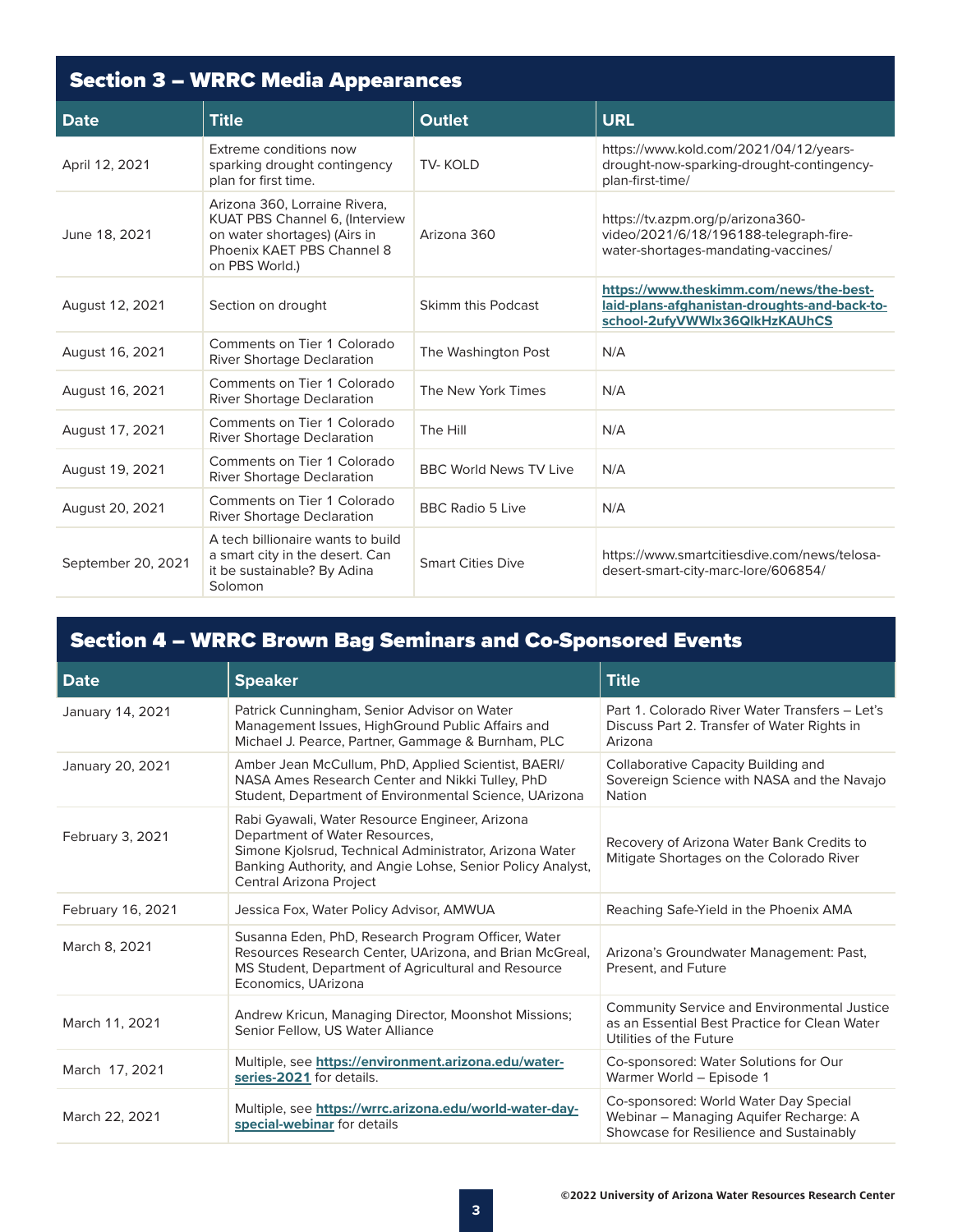## Section 3 – WRRC Media Appearances

| Date | Title | Outlet | URL |
|---|---|---|---|
| April 12, 2021 | Extreme conditions now sparking drought contingency plan for first time. | TV- KOLD | https://www.kold.com/2021/04/12/years-drought-now-sparking-drought-contingency-plan-first-time/ |
| June 18, 2021 | Arizona 360, Lorraine Rivera, KUAT PBS Channel 6, (Interview on water shortages) (Airs in Phoenix KAET PBS Channel 8 on PBS World.) | Arizona 360 | https://tv.azpm.org/p/arizona360-video/2021/6/18/196188-telegraph-fire-water-shortages-mandating-vaccines/ |
| August 12, 2021 | Section on drought | Skimm this Podcast | **https://www.theskimm.com/news/the-best-laid-plans-afghanistan-droughts-and-back-to-school-2ufyVWWIx36QIkHzKAUhCS** |
| August 16, 2021 | Comments on Tier 1 Colorado River Shortage Declaration | The Washington Post | N/A |
| August 16, 2021 | Comments on Tier 1 Colorado River Shortage Declaration | The New York Times | N/A |
| August 17, 2021 | Comments on Tier 1 Colorado River Shortage Declaration | The Hill | N/A |
| August 19, 2021 | Comments on Tier 1 Colorado River Shortage Declaration | BBC World News TV Live | N/A |
| August 20, 2021 | Comments on Tier 1 Colorado River Shortage Declaration | BBC Radio 5 Live | N/A |
| September 20, 2021 | A tech billionaire wants to build a smart city in the desert. Can it be sustainable? By Adina Solomon | Smart Cities Dive | https://www.smartcitiesdive.com/news/telosa-desert-smart-city-marc-lore/606854/ |

## Section 4 – WRRC Brown Bag Seminars and Co-Sponsored Events

| Date | Speaker | Title |
|---|---|---|
| January 14, 2021 | Patrick Cunningham, Senior Advisor on Water Management Issues, HighGround Public Affairs and Michael J. Pearce, Partner, Gammage & Burnham, PLC | Part 1. Colorado River Water Transfers – Let's Discuss Part 2. Transfer of Water Rights in Arizona |
| January 20, 2021 | Amber Jean McCullum, PhD, Applied Scientist, BAERI/ NASA Ames Research Center and Nikki Tulley, PhD Student, Department of Environmental Science, UArizona | Collaborative Capacity Building and Sovereign Science with NASA and the Navajo Nation |
| February 3, 2021 | Rabi Gyawali, Water Resource Engineer, Arizona Department of Water Resources, Simone Kjolsrud, Technical Administrator, Arizona Water Banking Authority, and Angie Lohse, Senior Policy Analyst, Central Arizona Project | Recovery of Arizona Water Bank Credits to Mitigate Shortages on the Colorado River |
| February 16, 2021 | Jessica Fox, Water Policy Advisor, AMWUA | Reaching Safe-Yield in the Phoenix AMA |
| March 8, 2021 | Susanna Eden, PhD, Research Program Officer, Water Resources Research Center, UArizona, and Brian McGreal, MS Student, Department of Agricultural and Resource Economics, UArizona | Arizona's Groundwater Management: Past, Present, and Future |
| March 11, 2021 | Andrew Kricun, Managing Director, Moonshot Missions; Senior Fellow, US Water Alliance | Community Service and Environmental Justice as an Essential Best Practice for Clean Water Utilities of the Future |
| March 17, 2021 | Multiple, see **https://environment.arizona.edu/water-series-2021** for details. | Co-sponsored: Water Solutions for Our Warmer World – Episode 1 |
| March 22, 2021 | Multiple, see **https://wrrc.arizona.edu/world-water-day-special-webinar** for details | Co-sponsored: World Water Day Special Webinar – Managing Aquifer Recharge: A Showcase for Resilience and Sustainably |

©2022 University of Arizona Water Resources Research Center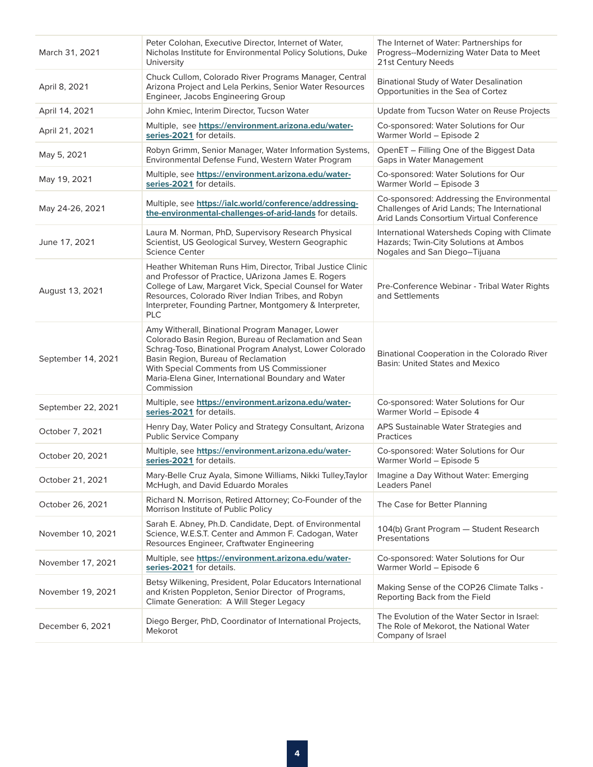| March 31, 2021 | Peter Colohan, Executive Director, Internet of Water, Nicholas Institute for Environmental Policy Solutions, Duke University | The Internet of Water: Partnerships for Progress--Modernizing Water Data to Meet 21st Century Needs |
|---|---|---|
| April 8, 2021 | Chuck Cullom, Colorado River Programs Manager, Central Arizona Project and Lela Perkins, Senior Water Resources Engineer, Jacobs Engineering Group | Binational Study of Water Desalination Opportunities in the Sea of Cortez |
| April 14, 2021 | John Kmiec, Interim Director, Tucson Water | Update from Tucson Water on Reuse Projects |
| April 21, 2021 | Multiple, see **https://environment.arizona.edu/water-series-2021** for details. | Co-sponsored: Water Solutions for Our Warmer World – Episode 2 |
| May 5, 2021 | Robyn Grimm, Senior Manager, Water Information Systems, Environmental Defense Fund, Western Water Program | OpenET – Filling One of the Biggest Data Gaps in Water Management |
| May 19, 2021 | Multiple, see **https://environment.arizona.edu/water-series-2021** for details. | Co-sponsored: Water Solutions for Our Warmer World – Episode 3 |
| May 24-26, 2021 | Multiple, see **https://ialc.world/conference/addressing-the-environmental-challenges-of-arid-lands** for details. | Co-sponsored: Addressing the Environmental Challenges of Arid Lands; The International Arid Lands Consortium Virtual Conference |
| June 17, 2021 | Laura M. Norman, PhD, Supervisory Research Physical Scientist, US Geological Survey, Western Geographic Science Center | International Watersheds Coping with Climate Hazards; Twin-City Solutions at Ambos Nogales and San Diego–Tijuana |
| August 13, 2021 | Heather Whiteman Runs Him, Director, Tribal Justice Clinic and Professor of Practice, UArizona James E. Rogers College of Law, Margaret Vick, Special Counsel for Water Resources, Colorado River Indian Tribes, and Robyn Interpreter, Founding Partner, Montgomery & Interpreter, PLC | Pre-Conference Webinar - Tribal Water Rights and Settlements |
| September 14, 2021 | Amy Witherall, Binational Program Manager, Lower Colorado Basin Region, Bureau of Reclamation and Sean Schrag-Toso, Binational Program Analyst, Lower Colorado Basin Region, Bureau of Reclamation With Special Comments from US Commissioner Maria-Elena Giner, International Boundary and Water Commission | Binational Cooperation in the Colorado River Basin: United States and Mexico |
| September 22, 2021 | Multiple, see **https://environment.arizona.edu/water-series-2021** for details. | Co-sponsored: Water Solutions for Our Warmer World – Episode 4 |
| October 7, 2021 | Henry Day, Water Policy and Strategy Consultant, Arizona Public Service Company | APS Sustainable Water Strategies and Practices |
| October 20, 2021 | Multiple, see **https://environment.arizona.edu/water-series-2021** for details. | Co-sponsored: Water Solutions for Our Warmer World – Episode 5 |
| October 21, 2021 | Mary-Belle Cruz Ayala, Simone Williams, Nikki Tulley,Taylor McHugh, and David Eduardo Morales | Imagine a Day Without Water: Emerging Leaders Panel |
| October 26, 2021 | Richard N. Morrison, Retired Attorney; Co-Founder of the Morrison Institute of Public Policy | The Case for Better Planning |
| November 10, 2021 | Sarah E. Abney, Ph.D. Candidate, Dept. of Environmental Science, W.E.S.T. Center and Ammon F. Cadogan, Water Resources Engineer, Craftwater Engineering | 104(b) Grant Program — Student Research Presentations |
| November 17, 2021 | Multiple, see **https://environment.arizona.edu/water-series-2021** for details. | Co-sponsored: Water Solutions for Our Warmer World – Episode 6 |
| November 19, 2021 | Betsy Wilkening, President, Polar Educators International and Kristen Poppleton, Senior Director of Programs, Climate Generation: A Will Steger Legacy | Making Sense of the COP26 Climate Talks - Reporting Back from the Field |
| December 6, 2021 | Diego Berger, PhD, Coordinator of International Projects, Mekorot | The Evolution of the Water Sector in Israel: The Role of Mekorot, the National Water Company of Israel |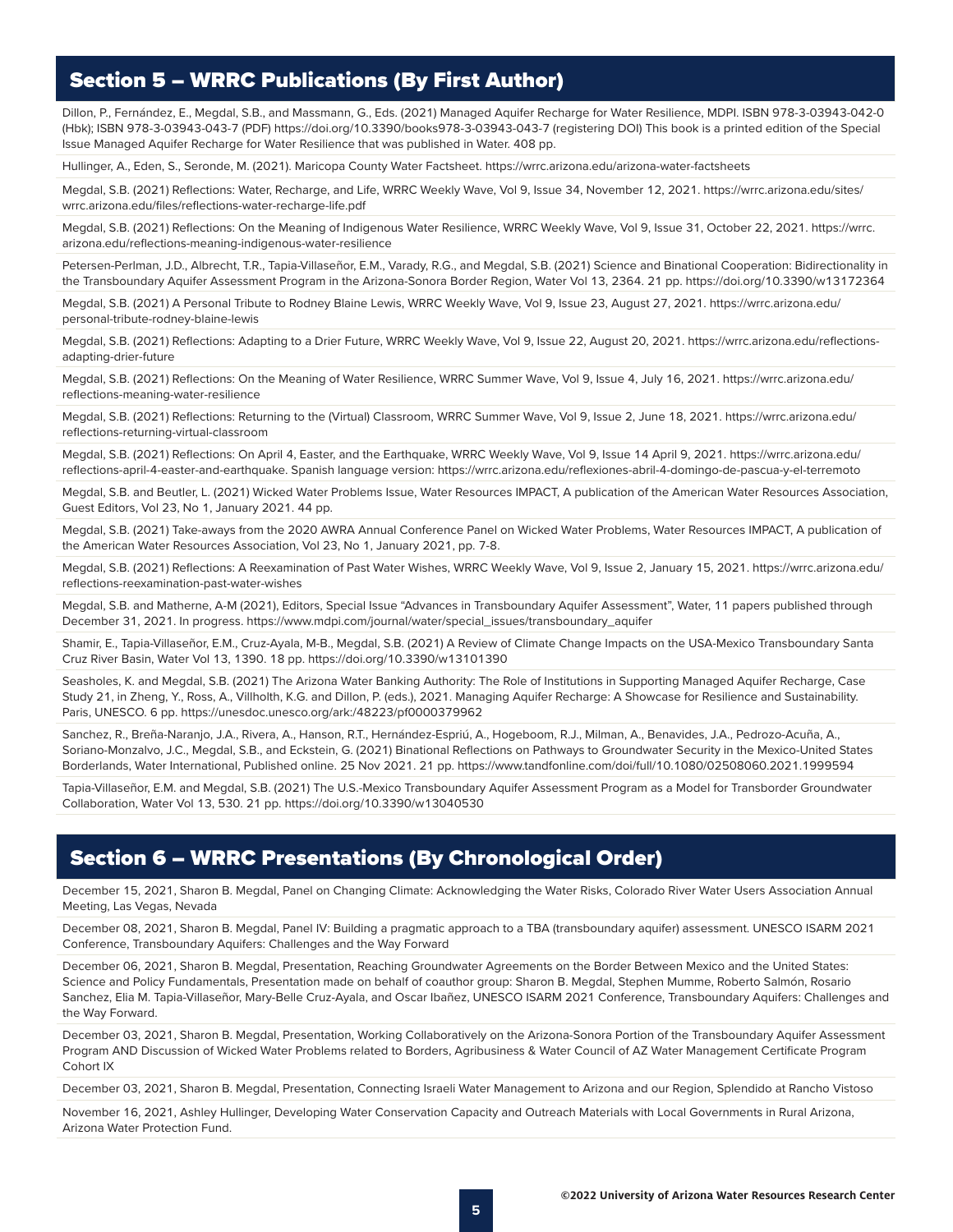## Section 5 – WRRC Publications (By First Author)

Dillon, P., Fernández, E., Megdal, S.B., and Massmann, G., Eds. (2021) Managed Aquifer Recharge for Water Resilience, MDPI. ISBN 978-3-03943-042-0 (Hbk); ISBN 978-3-03943-043-7 (PDF) https://doi.org/10.3390/books978-3-03943-043-7 (registering DOI) This book is a printed edition of the Special Issue Managed Aquifer Recharge for Water Resilience that was published in Water. 408 pp.

Hullinger, A., Eden, S., Seronde, M. (2021). Maricopa County Water Factsheet. https://wrrc.arizona.edu/arizona-water-factsheets

Megdal, S.B. (2021) Reflections: Water, Recharge, and Life, WRRC Weekly Wave, Vol 9, Issue 34, November 12, 2021. https://wrrc.arizona.edu/sites/wrrc.arizona.edu/files/reflections-water-recharge-life.pdf

Megdal, S.B. (2021) Reflections: On the Meaning of Indigenous Water Resilience, WRRC Weekly Wave, Vol 9, Issue 31, October 22, 2021. https://wrrc.arizona.edu/reflections-meaning-indigenous-water-resilience

Petersen-Perlman, J.D., Albrecht, T.R., Tapia-Villaseñor, E.M., Varady, R.G., and Megdal, S.B. (2021) Science and Binational Cooperation: Bidirectionality in the Transboundary Aquifer Assessment Program in the Arizona-Sonora Border Region, Water Vol 13, 2364. 21 pp. https://doi.org/10.3390/w13172364

Megdal, S.B. (2021) A Personal Tribute to Rodney Blaine Lewis, WRRC Weekly Wave, Vol 9, Issue 23, August 27, 2021. https://wrrc.arizona.edu/personal-tribute-rodney-blaine-lewis

Megdal, S.B. (2021) Reflections: Adapting to a Drier Future, WRRC Weekly Wave, Vol 9, Issue 22, August 20, 2021. https://wrrc.arizona.edu/reflections-adapting-drier-future

Megdal, S.B. (2021) Reflections: On the Meaning of Water Resilience, WRRC Summer Wave, Vol 9, Issue 4, July 16, 2021. https://wrrc.arizona.edu/reflections-meaning-water-resilience

Megdal, S.B. (2021) Reflections: Returning to the (Virtual) Classroom, WRRC Summer Wave, Vol 9, Issue 2, June 18, 2021. https://wrrc.arizona.edu/reflections-returning-virtual-classroom

Megdal, S.B. (2021) Reflections: On April 4, Easter, and the Earthquake, WRRC Weekly Wave, Vol 9, Issue 14 April 9, 2021. https://wrrc.arizona.edu/reflections-april-4-easter-and-earthquake. Spanish language version: https://wrrc.arizona.edu/reflexiones-abril-4-domingo-de-pascua-y-el-terremoto

Megdal, S.B. and Beutler, L. (2021) Wicked Water Problems Issue, Water Resources IMPACT, A publication of the American Water Resources Association, Guest Editors, Vol 23, No 1, January 2021. 44 pp.

Megdal, S.B. (2021) Take-aways from the 2020 AWRA Annual Conference Panel on Wicked Water Problems, Water Resources IMPACT, A publication of the American Water Resources Association, Vol 23, No 1, January 2021, pp. 7-8.

Megdal, S.B. (2021) Reflections: A Reexamination of Past Water Wishes, WRRC Weekly Wave, Vol 9, Issue 2, January 15, 2021. https://wrrc.arizona.edu/reflections-reexamination-past-water-wishes

Megdal, S.B. and Matherne, A-M (2021), Editors, Special Issue "Advances in Transboundary Aquifer Assessment", Water, 11 papers published through December 31, 2021. In progress. https://www.mdpi.com/journal/water/special_issues/transboundary_aquifer

Shamir, E., Tapia-Villaseñor, E.M., Cruz-Ayala, M-B., Megdal, S.B. (2021) A Review of Climate Change Impacts on the USA-Mexico Transboundary Santa Cruz River Basin, Water Vol 13, 1390. 18 pp. https://doi.org/10.3390/w13101390

Seasholes, K. and Megdal, S.B. (2021) The Arizona Water Banking Authority: The Role of Institutions in Supporting Managed Aquifer Recharge, Case Study 21, in Zheng, Y., Ross, A., Villholth, K.G. and Dillon, P. (eds.), 2021. Managing Aquifer Recharge: A Showcase for Resilience and Sustainability. Paris, UNESCO. 6 pp. https://unesdoc.unesco.org/ark:/48223/pf0000379962

Sanchez, R., Breña-Naranjo, J.A., Rivera, A., Hanson, R.T., Hernández-Espriú, A., Hogeboom, R.J., Milman, A., Benavides, J.A., Pedrozo-Acuña, A., Soriano-Monzalvo, J.C., Megdal, S.B., and Eckstein, G. (2021) Binational Reflections on Pathways to Groundwater Security in the Mexico-United States Borderlands, Water International, Published online. 25 Nov 2021. 21 pp. https://www.tandfonline.com/doi/full/10.1080/02508060.2021.1999594

Tapia-Villaseñor, E.M. and Megdal, S.B. (2021) The U.S.-Mexico Transboundary Aquifer Assessment Program as a Model for Transborder Groundwater Collaboration, Water Vol 13, 530. 21 pp. https://doi.org/10.3390/w13040530

## Section 6 – WRRC Presentations (By Chronological Order)

December 15, 2021, Sharon B. Megdal, Panel on Changing Climate: Acknowledging the Water Risks, Colorado River Water Users Association Annual Meeting, Las Vegas, Nevada

December 08, 2021, Sharon B. Megdal, Panel IV: Building a pragmatic approach to a TBA (transboundary aquifer) assessment. UNESCO ISARM 2021 Conference, Transboundary Aquifers: Challenges and the Way Forward

December 06, 2021, Sharon B. Megdal, Presentation, Reaching Groundwater Agreements on the Border Between Mexico and the United States: Science and Policy Fundamentals, Presentation made on behalf of coauthor group: Sharon B. Megdal, Stephen Mumme, Roberto Salmón, Rosario Sanchez, Elia M. Tapia-Villaseñor, Mary-Belle Cruz-Ayala, and Oscar Ibañez, UNESCO ISARM 2021 Conference, Transboundary Aquifers: Challenges and the Way Forward.

December 03, 2021, Sharon B. Megdal, Presentation, Working Collaboratively on the Arizona-Sonora Portion of the Transboundary Aquifer Assessment Program AND Discussion of Wicked Water Problems related to Borders, Agribusiness & Water Council of AZ Water Management Certificate Program Cohort IX

December 03, 2021, Sharon B. Megdal, Presentation, Connecting Israeli Water Management to Arizona and our Region, Splendido at Rancho Vistoso

November 16, 2021, Ashley Hullinger, Developing Water Conservation Capacity and Outreach Materials with Local Governments in Rural Arizona, Arizona Water Protection Fund.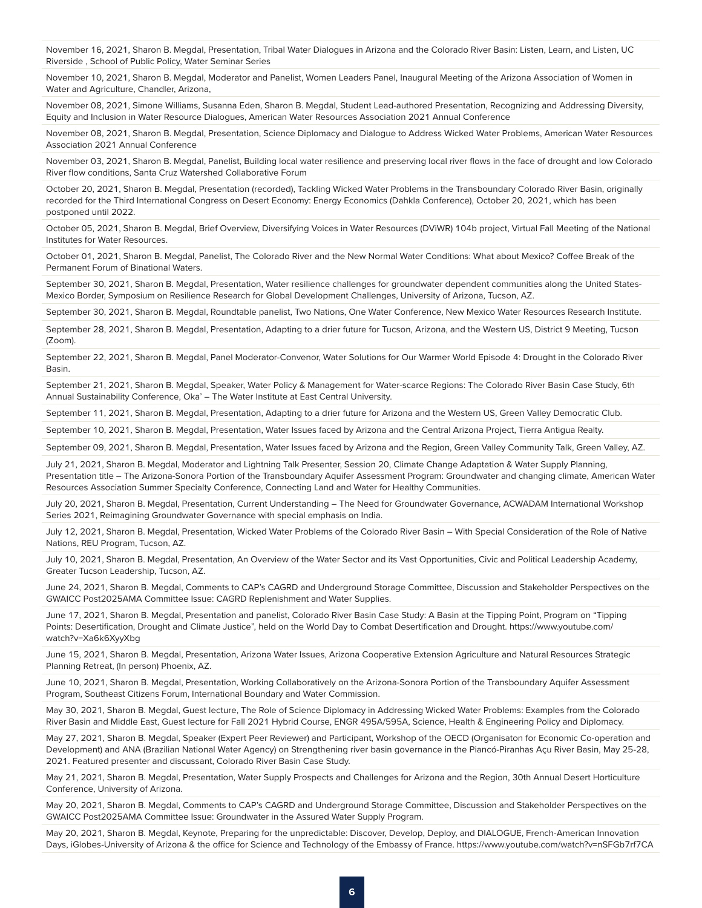November 16, 2021, Sharon B. Megdal, Presentation, Tribal Water Dialogues in Arizona and the Colorado River Basin: Listen, Learn, and Listen, UC Riverside , School of Public Policy, Water Seminar Series

November 10, 2021, Sharon B. Megdal, Moderator and Panelist, Women Leaders Panel, Inaugural Meeting of the Arizona Association of Women in Water and Agriculture, Chandler, Arizona,

November 08, 2021, Simone Williams, Susanna Eden, Sharon B. Megdal, Student Lead-authored Presentation, Recognizing and Addressing Diversity, Equity and Inclusion in Water Resource Dialogues, American Water Resources Association 2021 Annual Conference

November 08, 2021, Sharon B. Megdal, Presentation, Science Diplomacy and Dialogue to Address Wicked Water Problems, American Water Resources Association 2021 Annual Conference

November 03, 2021, Sharon B. Megdal, Panelist, Building local water resilience and preserving local river flows in the face of drought and low Colorado River flow conditions, Santa Cruz Watershed Collaborative Forum

October 20, 2021, Sharon B. Megdal, Presentation (recorded), Tackling Wicked Water Problems in the Transboundary Colorado River Basin, originally recorded for the Third International Congress on Desert Economy: Energy Economics (Dahkla Conference), October 20, 2021, which has been postponed until 2022.

October 05, 2021, Sharon B. Megdal, Brief Overview, Diversifying Voices in Water Resources (DViWR) 104b project, Virtual Fall Meeting of the National Institutes for Water Resources.

October 01, 2021, Sharon B. Megdal, Panelist, The Colorado River and the New Normal Water Conditions: What about Mexico? Coffee Break of the Permanent Forum of Binational Waters.

September 30, 2021, Sharon B. Megdal, Presentation, Water resilience challenges for groundwater dependent communities along the United States-Mexico Border, Symposium on Resilience Research for Global Development Challenges, University of Arizona, Tucson, AZ.

September 30, 2021, Sharon B. Megdal, Roundtable panelist, Two Nations, One Water Conference, New Mexico Water Resources Research Institute.

September 28, 2021, Sharon B. Megdal, Presentation, Adapting to a drier future for Tucson, Arizona, and the Western US, District 9 Meeting, Tucson (Zoom).

September 22, 2021, Sharon B. Megdal, Panel Moderator-Convenor, Water Solutions for Our Warmer World Episode 4: Drought in the Colorado River Basin.

September 21, 2021, Sharon B. Megdal, Speaker, Water Policy & Management for Water-scarce Regions: The Colorado River Basin Case Study, 6th Annual Sustainability Conference, Oka' – The Water Institute at East Central University.

September 11, 2021, Sharon B. Megdal, Presentation, Adapting to a drier future for Arizona and the Western US, Green Valley Democratic Club.

September 10, 2021, Sharon B. Megdal, Presentation, Water Issues faced by Arizona and the Central Arizona Project, Tierra Antigua Realty.

September 09, 2021, Sharon B. Megdal, Presentation, Water Issues faced by Arizona and the Region, Green Valley Community Talk, Green Valley, AZ.

July 21, 2021, Sharon B. Megdal, Moderator and Lightning Talk Presenter, Session 20, Climate Change Adaptation & Water Supply Planning, Presentation title – The Arizona-Sonora Portion of the Transboundary Aquifer Assessment Program: Groundwater and changing climate, American Water Resources Association Summer Specialty Conference, Connecting Land and Water for Healthy Communities.

July 20, 2021, Sharon B. Megdal, Presentation, Current Understanding – The Need for Groundwater Governance, ACWADAM International Workshop Series 2021, Reimagining Groundwater Governance with special emphasis on India.

July 12, 2021, Sharon B. Megdal, Presentation, Wicked Water Problems of the Colorado River Basin – With Special Consideration of the Role of Native Nations, REU Program, Tucson, AZ.

July 10, 2021, Sharon B. Megdal, Presentation, An Overview of the Water Sector and its Vast Opportunities, Civic and Political Leadership Academy, Greater Tucson Leadership, Tucson, AZ.

June 24, 2021, Sharon B. Megdal, Comments to CAP's CAGRD and Underground Storage Committee, Discussion and Stakeholder Perspectives on the GWAICC Post2025AMA Committee Issue: CAGRD Replenishment and Water Supplies.

June 17, 2021, Sharon B. Megdal, Presentation and panelist, Colorado River Basin Case Study: A Basin at the Tipping Point, Program on "Tipping Points: Desertification, Drought and Climate Justice", held on the World Day to Combat Desertification and Drought. https://www.youtube.com/watch?v=Xa6k6XyyXbg

June 15, 2021, Sharon B. Megdal, Presentation, Arizona Water Issues, Arizona Cooperative Extension Agriculture and Natural Resources Strategic Planning Retreat, (In person) Phoenix, AZ.

June 10, 2021, Sharon B. Megdal, Presentation, Working Collaboratively on the Arizona-Sonora Portion of the Transboundary Aquifer Assessment Program, Southeast Citizens Forum, International Boundary and Water Commission.

May 30, 2021, Sharon B. Megdal, Guest lecture, The Role of Science Diplomacy in Addressing Wicked Water Problems: Examples from the Colorado River Basin and Middle East, Guest lecture for Fall 2021 Hybrid Course, ENGR 495A/595A, Science, Health & Engineering Policy and Diplomacy.

May 27, 2021, Sharon B. Megdal, Speaker (Expert Peer Reviewer) and Participant, Workshop of the OECD (Organisaton for Economic Co-operation and Development) and ANA (Brazilian National Water Agency) on Strengthening river basin governance in the Piancó-Piranhas Açu River Basin, May 25-28, 2021. Featured presenter and discussant, Colorado River Basin Case Study.

May 21, 2021, Sharon B. Megdal, Presentation, Water Supply Prospects and Challenges for Arizona and the Region, 30th Annual Desert Horticulture Conference, University of Arizona.

May 20, 2021, Sharon B. Megdal, Comments to CAP's CAGRD and Underground Storage Committee, Discussion and Stakeholder Perspectives on the GWAICC Post2025AMA Committee Issue: Groundwater in the Assured Water Supply Program.

May 20, 2021, Sharon B. Megdal, Keynote, Preparing for the unpredictable: Discover, Develop, Deploy, and DIALOGUE, French-American Innovation Days, iGlobes-University of Arizona & the office for Science and Technology of the Embassy of France. https://www.youtube.com/watch?v=nSFGb7rf7CA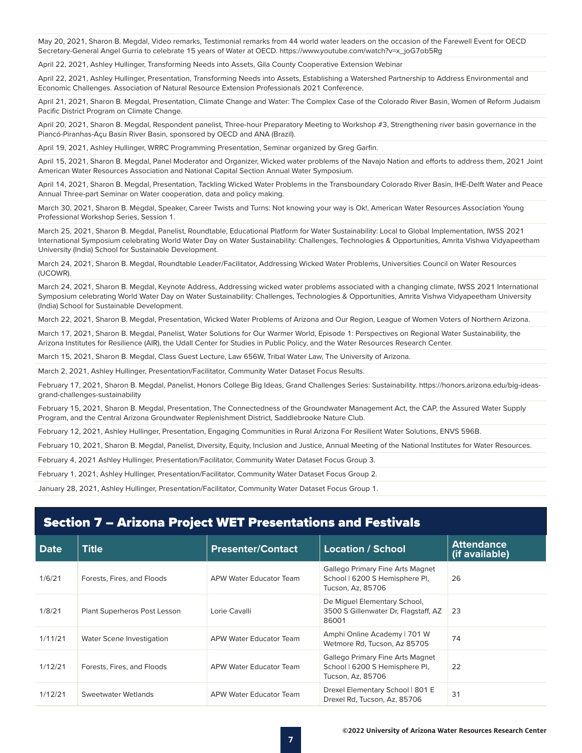May 20, 2021, Sharon B. Megdal, Video remarks, Testimonial remarks from 44 world water leaders on the occasion of the Farewell Event for OECD Secretary-General Angel Gurria to celebrate 15 years of Water at OECD. https://www.youtube.com/watch?v=x_joG7ob5Rg

April 22, 2021, Ashley Hullinger, Transforming Needs into Assets, Gila County Cooperative Extension Webinar

April 22, 2021, Ashley Hullinger, Presentation, Transforming Needs into Assets, Establishing a Watershed Partnership to Address Environmental and Economic Challenges. Association of Natural Resource Extension Professionals 2021 Conference.

April 21, 2021, Sharon B. Megdal, Presentation, Climate Change and Water: The Complex Case of the Colorado River Basin, Women of Reform Judaism Pacific District Program on Climate Change.

April 20, 2021, Sharon B. Megdal, Respondent panelist, Three-hour Preparatory Meeting to Workshop #3, Strengthening river basin governance in the Piancó-Piranhas-Açu Basin River Basin, sponsored by OECD and ANA (Brazil).

April 19, 2021, Ashley Hullinger, WRRC Programming Presentation, Seminar organized by Greg Garfin.

April 15, 2021, Sharon B. Megdal, Panel Moderator and Organizer, Wicked water problems of the Navajo Nation and efforts to address them, 2021 Joint American Water Resources Association and National Capital Section Annual Water Symposium.

April 14, 2021, Sharon B. Megdal, Presentation, Tackling Wicked Water Problems in the Transboundary Colorado River Basin, IHE-Delft Water and Peace Annual Three-part Seminar on Water cooperation, data and policy making.

March 30, 2021, Sharon B. Megdal, Speaker, Career Twists and Turns: Not knowing your way is Ok!, American Water Resources Association Young Professional Workshop Series, Session 1.

March 25, 2021, Sharon B. Megdal, Panelist, Roundtable, Educational Platform for Water Sustainability: Local to Global Implementation, IWSS 2021 International Symposium celebrating World Water Day on Water Sustainability: Challenges, Technologies & Opportunities, Amrita Vishwa Vidyapeetham University (India) School for Sustainable Development.

March 24, 2021, Sharon B. Megdal, Roundtable Leader/Facilitator, Addressing Wicked Water Problems, Universities Council on Water Resources (UCOWR).

March 24, 2021, Sharon B. Megdal, Keynote Address, Addressing wicked water problems associated with a changing climate, IWSS 2021 International Symposium celebrating World Water Day on Water Sustainability: Challenges, Technologies & Opportunities, Amrita Vishwa Vidyapeetham University (India) School for Sustainable Development.

March 22, 2021, Sharon B. Megdal, Presentation, Wicked Water Problems of Arizona and Our Region, League of Women Voters of Northern Arizona.

March 17, 2021, Sharon B. Megdal, Panelist, Water Solutions for Our Warmer World, Episode 1: Perspectives on Regional Water Sustainability, the Arizona Institutes for Resilience (AIR), the Udall Center for Studies in Public Policy, and the Water Resources Research Center.

March 15, 2021, Sharon B. Megdal, Class Guest Lecture, Law 656W, Tribal Water Law, The University of Arizona.

March 2, 2021, Ashley Hullinger, Presentation/Facilitator, Community Water Dataset Focus Results.

February 17, 2021, Sharon B. Megdal, Panelist, Honors College Big Ideas, Grand Challenges Series: Sustainability. https://honors.arizona.edu/big-ideas-grand-challenges-sustainability

February 15, 2021, Sharon B. Megdal, Presentation, The Connectedness of the Groundwater Management Act, the CAP, the Assured Water Supply Program, and the Central Arizona Groundwater Replenishment District, Saddlebrooke Nature Club.

February 12, 2021, Ashley Hullinger, Presentation, Engaging Communities in Rural Arizona For Resilient Water Solutions, ENVS 596B.

February 10, 2021, Sharon B. Megdal, Panelist, Diversity, Equity, Inclusion and Justice, Annual Meeting of the National Institutes for Water Resources.

February 4, 2021 Ashley Hullinger, Presentation/Facilitator, Community Water Dataset Focus Group 3.

February 1, 2021, Ashley Hullinger, Presentation/Facilitator, Community Water Dataset Focus Group 2.

January 28, 2021, Ashley Hullinger, Presentation/Facilitator, Community Water Dataset Focus Group 1.

## Section 7 – Arizona Project WET Presentations and Festivals

| Date | Title | Presenter/Contact | Location / School | Attendance (if available) |
|---|---|---|---|---|
| 1/6/21 | Forests, Fires, and Floods | APW Water Educator Team | Gallego Primary Fine Arts Magnet School \| 6200 S Hemisphere Pl, Tucson, Az, 85706 | 26 |
| 1/8/21 | Plant Superheros Post Lesson | Lorie Cavalli | De Miguel Elementary School, 3500 S Gillenwater Dr, Flagstaff, AZ 86001 | 23 |
| 1/11/21 | Water Scene Investigation | APW Water Educator Team | Amphi Online Academy \| 701 W Wetmore Rd, Tucson, Az 85705 | 74 |
| 1/12/21 | Forests, Fires, and Floods | APW Water Educator Team | Gallego Primary Fine Arts Magnet School \| 6200 S Hemisphere Pl, Tucson, Az, 85706 | 22 |
| 1/12/21 | Sweetwater Wetlands | APW Water Educator Team | Drexel Elementary School \| 801 E Drexel Rd, Tucson, Az, 85706 | 31 |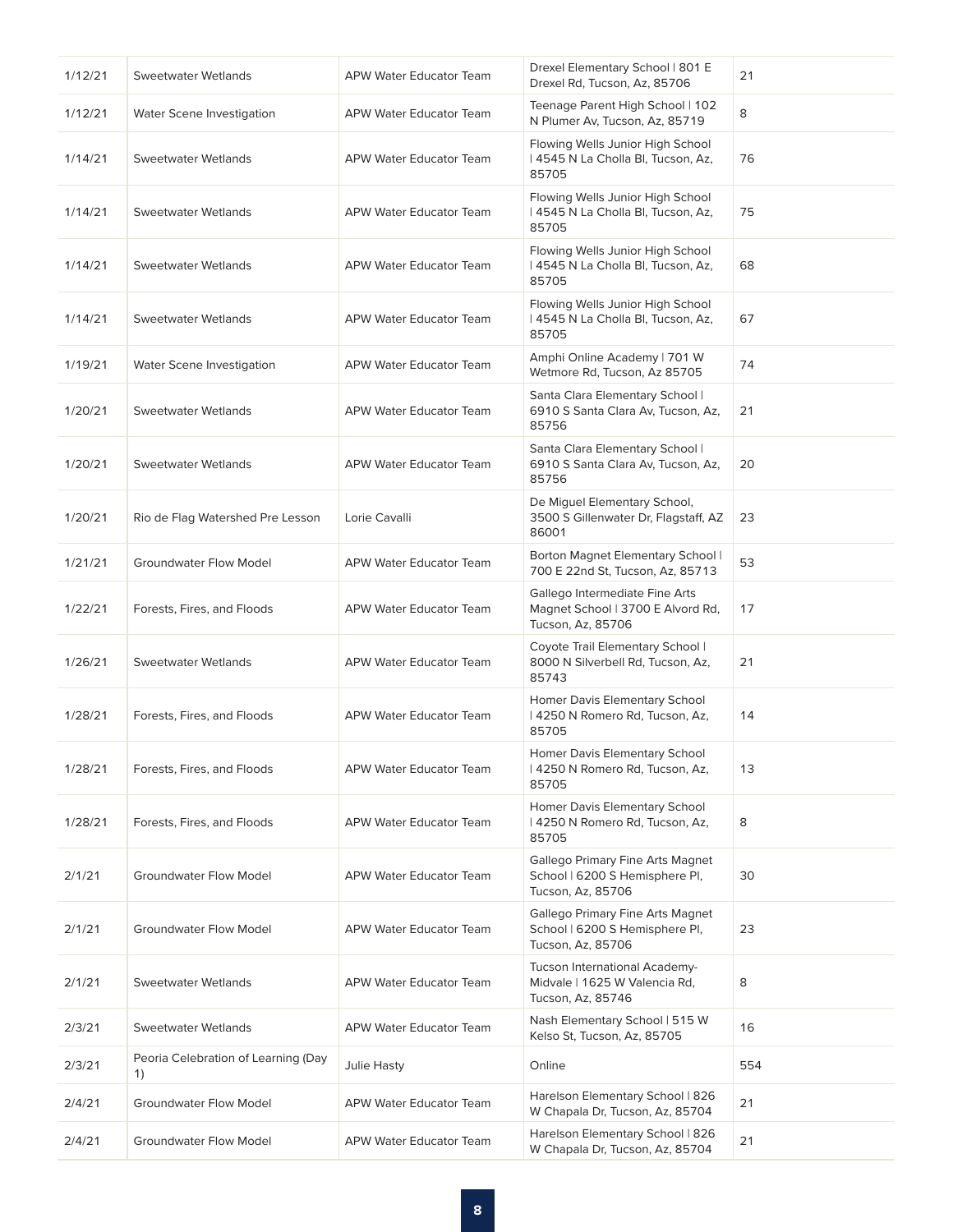| | | | | |
|---|---|---|---|---|
| 1/12/21 | Sweetwater Wetlands | APW Water Educator Team | Drexel Elementary School \| 801 E Drexel Rd, Tucson, Az, 85706 | 21 |
| 1/12/21 | Water Scene Investigation | APW Water Educator Team | Teenage Parent High School \| 102 N Plumer Av, Tucson, Az, 85719 | 8 |
| 1/14/21 | Sweetwater Wetlands | APW Water Educator Team | Flowing Wells Junior High School \| 4545 N La Cholla Bl, Tucson, Az, 85705 | 76 |
| 1/14/21 | Sweetwater Wetlands | APW Water Educator Team | Flowing Wells Junior High School \| 4545 N La Cholla Bl, Tucson, Az, 85705 | 75 |
| 1/14/21 | Sweetwater Wetlands | APW Water Educator Team | Flowing Wells Junior High School \| 4545 N La Cholla Bl, Tucson, Az, 85705 | 68 |
| 1/14/21 | Sweetwater Wetlands | APW Water Educator Team | Flowing Wells Junior High School \| 4545 N La Cholla Bl, Tucson, Az, 85705 | 67 |
| 1/19/21 | Water Scene Investigation | APW Water Educator Team | Amphi Online Academy \| 701 W Wetmore Rd, Tucson, Az 85705 | 74 |
| 1/20/21 | Sweetwater Wetlands | APW Water Educator Team | Santa Clara Elementary School \| 6910 S Santa Clara Av, Tucson, Az, 85756 | 21 |
| 1/20/21 | Sweetwater Wetlands | APW Water Educator Team | Santa Clara Elementary School \| 6910 S Santa Clara Av, Tucson, Az, 85756 | 20 |
| 1/20/21 | Rio de Flag Watershed Pre Lesson | Lorie Cavalli | De Miguel Elementary School, 3500 S Gillenwater Dr, Flagstaff, AZ 86001 | 23 |
| 1/21/21 | Groundwater Flow Model | APW Water Educator Team | Borton Magnet Elementary School \| 700 E 22nd St, Tucson, Az, 85713 | 53 |
| 1/22/21 | Forests, Fires, and Floods | APW Water Educator Team | Gallego Intermediate Fine Arts Magnet School \| 3700 E Alvord Rd, Tucson, Az, 85706 | 17 |
| 1/26/21 | Sweetwater Wetlands | APW Water Educator Team | Coyote Trail Elementary School \| 8000 N Silverbell Rd, Tucson, Az, 85743 | 21 |
| 1/28/21 | Forests, Fires, and Floods | APW Water Educator Team | Homer Davis Elementary School \| 4250 N Romero Rd, Tucson, Az, 85705 | 14 |
| 1/28/21 | Forests, Fires, and Floods | APW Water Educator Team | Homer Davis Elementary School \| 4250 N Romero Rd, Tucson, Az, 85705 | 13 |
| 1/28/21 | Forests, Fires, and Floods | APW Water Educator Team | Homer Davis Elementary School \| 4250 N Romero Rd, Tucson, Az, 85705 | 8 |
| 2/1/21 | Groundwater Flow Model | APW Water Educator Team | Gallego Primary Fine Arts Magnet School \| 6200 S Hemisphere Pl, Tucson, Az, 85706 | 30 |
| 2/1/21 | Groundwater Flow Model | APW Water Educator Team | Gallego Primary Fine Arts Magnet School \| 6200 S Hemisphere Pl, Tucson, Az, 85706 | 23 |
| 2/1/21 | Sweetwater Wetlands | APW Water Educator Team | Tucson International Academy-Midvale \| 1625 W Valencia Rd, Tucson, Az, 85746 | 8 |
| 2/3/21 | Sweetwater Wetlands | APW Water Educator Team | Nash Elementary School \| 515 W Kelso St, Tucson, Az, 85705 | 16 |
| 2/3/21 | Peoria Celebration of Learning (Day 1) | Julie Hasty | Online | 554 |
| 2/4/21 | Groundwater Flow Model | APW Water Educator Team | Harelson Elementary School \| 826 W Chapala Dr, Tucson, Az, 85704 | 21 |
| 2/4/21 | Groundwater Flow Model | APW Water Educator Team | Harelson Elementary School \| 826 W Chapala Dr, Tucson, Az, 85704 | 21 |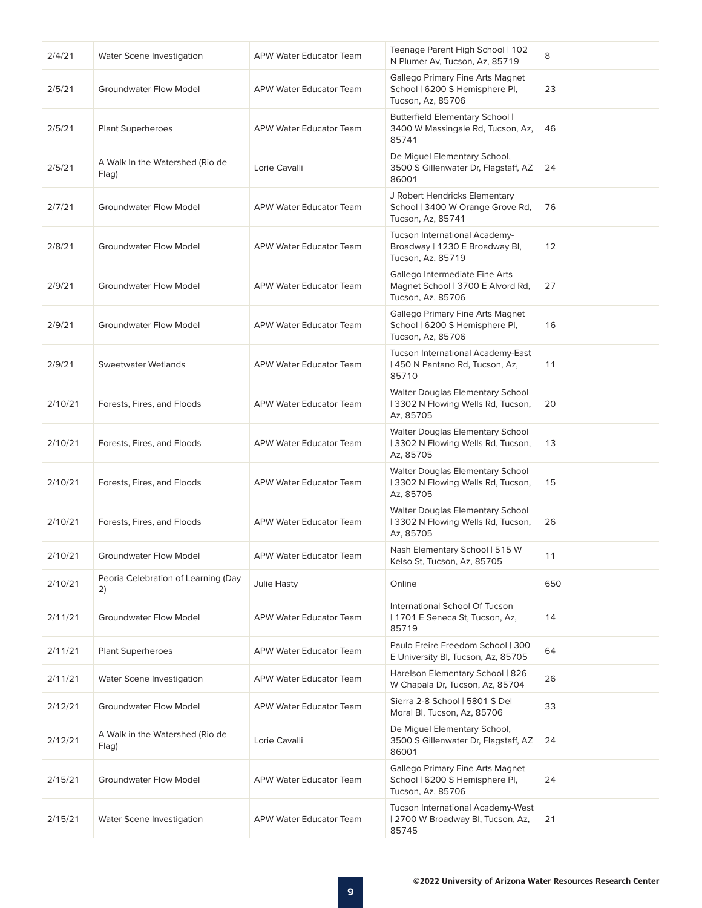| | | | | |
|---|---|---|---|---|
| 2/4/21 | Water Scene Investigation | APW Water Educator Team | Teenage Parent High School \| 102 N Plumer Av, Tucson, Az, 85719 | 8 |
| 2/5/21 | Groundwater Flow Model | APW Water Educator Team | Gallego Primary Fine Arts Magnet School \| 6200 S Hemisphere Pl, Tucson, Az, 85706 | 23 |
| 2/5/21 | Plant Superheroes | APW Water Educator Team | Butterfield Elementary School \| 3400 W Massingale Rd, Tucson, Az, 85741 | 46 |
| 2/5/21 | A Walk In the Watershed (Rio de Flag) | Lorie Cavalli | De Miguel Elementary School, 3500 S Gillenwater Dr, Flagstaff, AZ 86001 | 24 |
| 2/7/21 | Groundwater Flow Model | APW Water Educator Team | J Robert Hendricks Elementary School \| 3400 W Orange Grove Rd, Tucson, Az, 85741 | 76 |
| 2/8/21 | Groundwater Flow Model | APW Water Educator Team | Tucson International Academy-Broadway \| 1230 E Broadway Bl, Tucson, Az, 85719 | 12 |
| 2/9/21 | Groundwater Flow Model | APW Water Educator Team | Gallego Intermediate Fine Arts Magnet School \| 3700 E Alvord Rd, Tucson, Az, 85706 | 27 |
| 2/9/21 | Groundwater Flow Model | APW Water Educator Team | Gallego Primary Fine Arts Magnet School \| 6200 S Hemisphere Pl, Tucson, Az, 85706 | 16 |
| 2/9/21 | Sweetwater Wetlands | APW Water Educator Team | Tucson International Academy-East \| 450 N Pantano Rd, Tucson, Az, 85710 | 11 |
| 2/10/21 | Forests, Fires, and Floods | APW Water Educator Team | Walter Douglas Elementary School \| 3302 N Flowing Wells Rd, Tucson, Az, 85705 | 20 |
| 2/10/21 | Forests, Fires, and Floods | APW Water Educator Team | Walter Douglas Elementary School \| 3302 N Flowing Wells Rd, Tucson, Az, 85705 | 13 |
| 2/10/21 | Forests, Fires, and Floods | APW Water Educator Team | Walter Douglas Elementary School \| 3302 N Flowing Wells Rd, Tucson, Az, 85705 | 15 |
| 2/10/21 | Forests, Fires, and Floods | APW Water Educator Team | Walter Douglas Elementary School \| 3302 N Flowing Wells Rd, Tucson, Az, 85705 | 26 |
| 2/10/21 | Groundwater Flow Model | APW Water Educator Team | Nash Elementary School \| 515 W Kelso St, Tucson, Az, 85705 | 11 |
| 2/10/21 | Peoria Celebration of Learning (Day 2) | Julie Hasty | Online | 650 |
| 2/11/21 | Groundwater Flow Model | APW Water Educator Team | International School Of Tucson \| 1701 E Seneca St, Tucson, Az, 85719 | 14 |
| 2/11/21 | Plant Superheroes | APW Water Educator Team | Paulo Freire Freedom School \| 300 E University Bl, Tucson, Az, 85705 | 64 |
| 2/11/21 | Water Scene Investigation | APW Water Educator Team | Harelson Elementary School \| 826 W Chapala Dr, Tucson, Az, 85704 | 26 |
| 2/12/21 | Groundwater Flow Model | APW Water Educator Team | Sierra 2-8 School \| 5801 S Del Moral Bl, Tucson, Az, 85706 | 33 |
| 2/12/21 | A Walk in the Watershed (Rio de Flag) | Lorie Cavalli | De Miguel Elementary School, 3500 S Gillenwater Dr, Flagstaff, AZ 86001 | 24 |
| 2/15/21 | Groundwater Flow Model | APW Water Educator Team | Gallego Primary Fine Arts Magnet School \| 6200 S Hemisphere Pl, Tucson, Az, 85706 | 24 |
| 2/15/21 | Water Scene Investigation | APW Water Educator Team | Tucson International Academy-West \| 2700 W Broadway Bl, Tucson, Az, 85745 | 21 |

©2022 University of Arizona Water Resources Research Center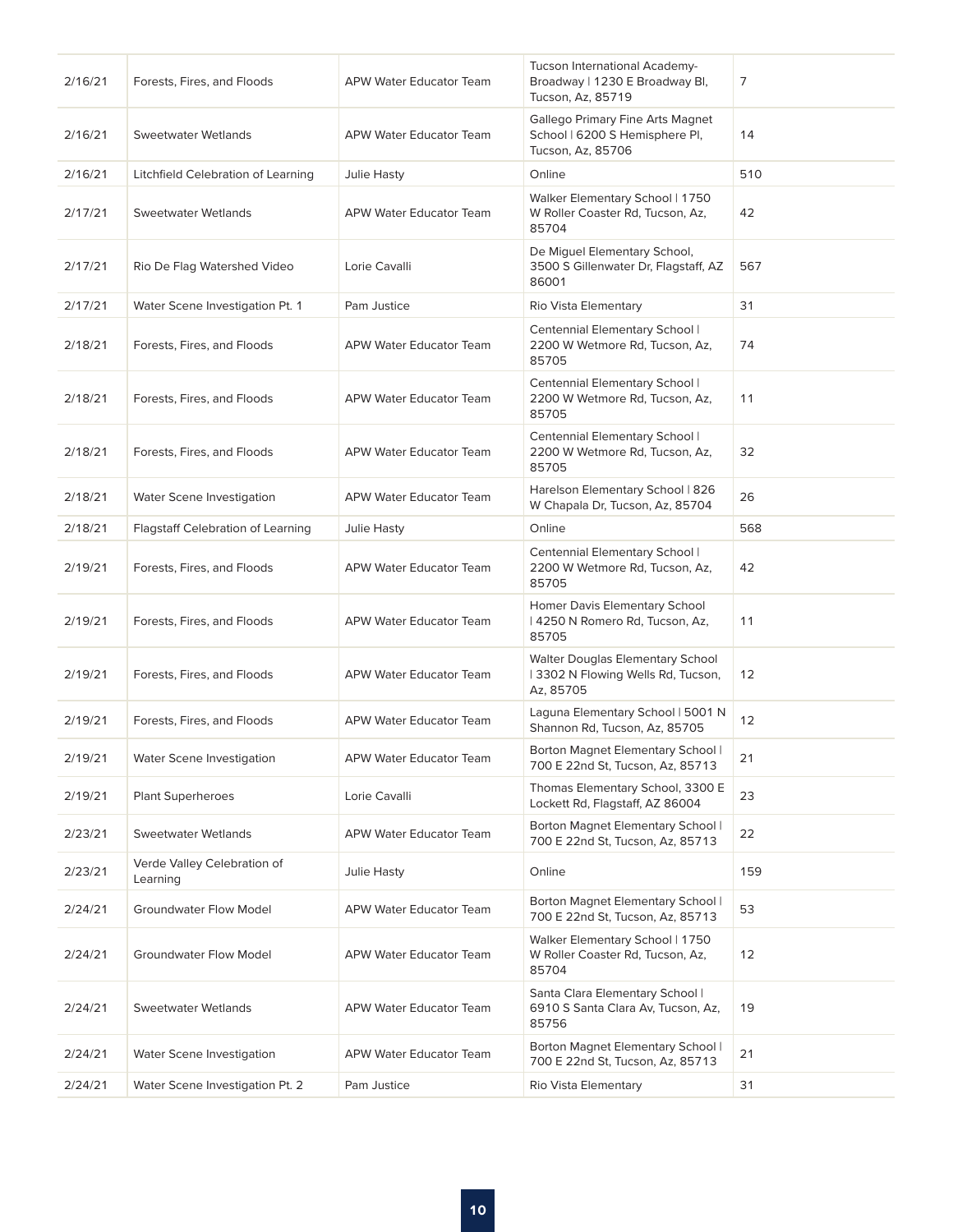| 2/16/21 | Forests, Fires, and Floods | APW Water Educator Team | Tucson International Academy-Broadway \| 1230 E Broadway Bl, Tucson, Az, 85719 | 7 |
|---|---|---|---|---|
| 2/16/21 | Sweetwater Wetlands | APW Water Educator Team | Gallego Primary Fine Arts Magnet School \| 6200 S Hemisphere Pl, Tucson, Az, 85706 | 14 |
| 2/16/21 | Litchfield Celebration of Learning | Julie Hasty | Online | 510 |
| 2/17/21 | Sweetwater Wetlands | APW Water Educator Team | Walker Elementary School \| 1750 W Roller Coaster Rd, Tucson, Az, 85704 | 42 |
| 2/17/21 | Rio De Flag Watershed Video | Lorie Cavalli | De Miguel Elementary School, 3500 S Gillenwater Dr, Flagstaff, AZ 86001 | 567 |
| 2/17/21 | Water Scene Investigation Pt. 1 | Pam Justice | Rio Vista Elementary | 31 |
| 2/18/21 | Forests, Fires, and Floods | APW Water Educator Team | Centennial Elementary School \| 2200 W Wetmore Rd, Tucson, Az, 85705 | 74 |
| 2/18/21 | Forests, Fires, and Floods | APW Water Educator Team | Centennial Elementary School \| 2200 W Wetmore Rd, Tucson, Az, 85705 | 11 |
| 2/18/21 | Forests, Fires, and Floods | APW Water Educator Team | Centennial Elementary School \| 2200 W Wetmore Rd, Tucson, Az, 85705 | 32 |
| 2/18/21 | Water Scene Investigation | APW Water Educator Team | Harelson Elementary School \| 826 W Chapala Dr, Tucson, Az, 85704 | 26 |
| 2/18/21 | Flagstaff Celebration of Learning | Julie Hasty | Online | 568 |
| 2/19/21 | Forests, Fires, and Floods | APW Water Educator Team | Centennial Elementary School \| 2200 W Wetmore Rd, Tucson, Az, 85705 | 42 |
| 2/19/21 | Forests, Fires, and Floods | APW Water Educator Team | Homer Davis Elementary School \| 4250 N Romero Rd, Tucson, Az, 85705 | 11 |
| 2/19/21 | Forests, Fires, and Floods | APW Water Educator Team | Walter Douglas Elementary School \| 3302 N Flowing Wells Rd, Tucson, Az, 85705 | 12 |
| 2/19/21 | Forests, Fires, and Floods | APW Water Educator Team | Laguna Elementary School \| 5001 N Shannon Rd, Tucson, Az, 85705 | 12 |
| 2/19/21 | Water Scene Investigation | APW Water Educator Team | Borton Magnet Elementary School \| 700 E 22nd St, Tucson, Az, 85713 | 21 |
| 2/19/21 | Plant Superheroes | Lorie Cavalli | Thomas Elementary School, 3300 E Lockett Rd, Flagstaff, AZ 86004 | 23 |
| 2/23/21 | Sweetwater Wetlands | APW Water Educator Team | Borton Magnet Elementary School \| 700 E 22nd St, Tucson, Az, 85713 | 22 |
| 2/23/21 | Verde Valley Celebration of Learning | Julie Hasty | Online | 159 |
| 2/24/21 | Groundwater Flow Model | APW Water Educator Team | Borton Magnet Elementary School \| 700 E 22nd St, Tucson, Az, 85713 | 53 |
| 2/24/21 | Groundwater Flow Model | APW Water Educator Team | Walker Elementary School \| 1750 W Roller Coaster Rd, Tucson, Az, 85704 | 12 |
| 2/24/21 | Sweetwater Wetlands | APW Water Educator Team | Santa Clara Elementary School \| 6910 S Santa Clara Av, Tucson, Az, 85756 | 19 |
| 2/24/21 | Water Scene Investigation | APW Water Educator Team | Borton Magnet Elementary School \| 700 E 22nd St, Tucson, Az, 85713 | 21 |
| 2/24/21 | Water Scene Investigation Pt. 2 | Pam Justice | Rio Vista Elementary | 31 |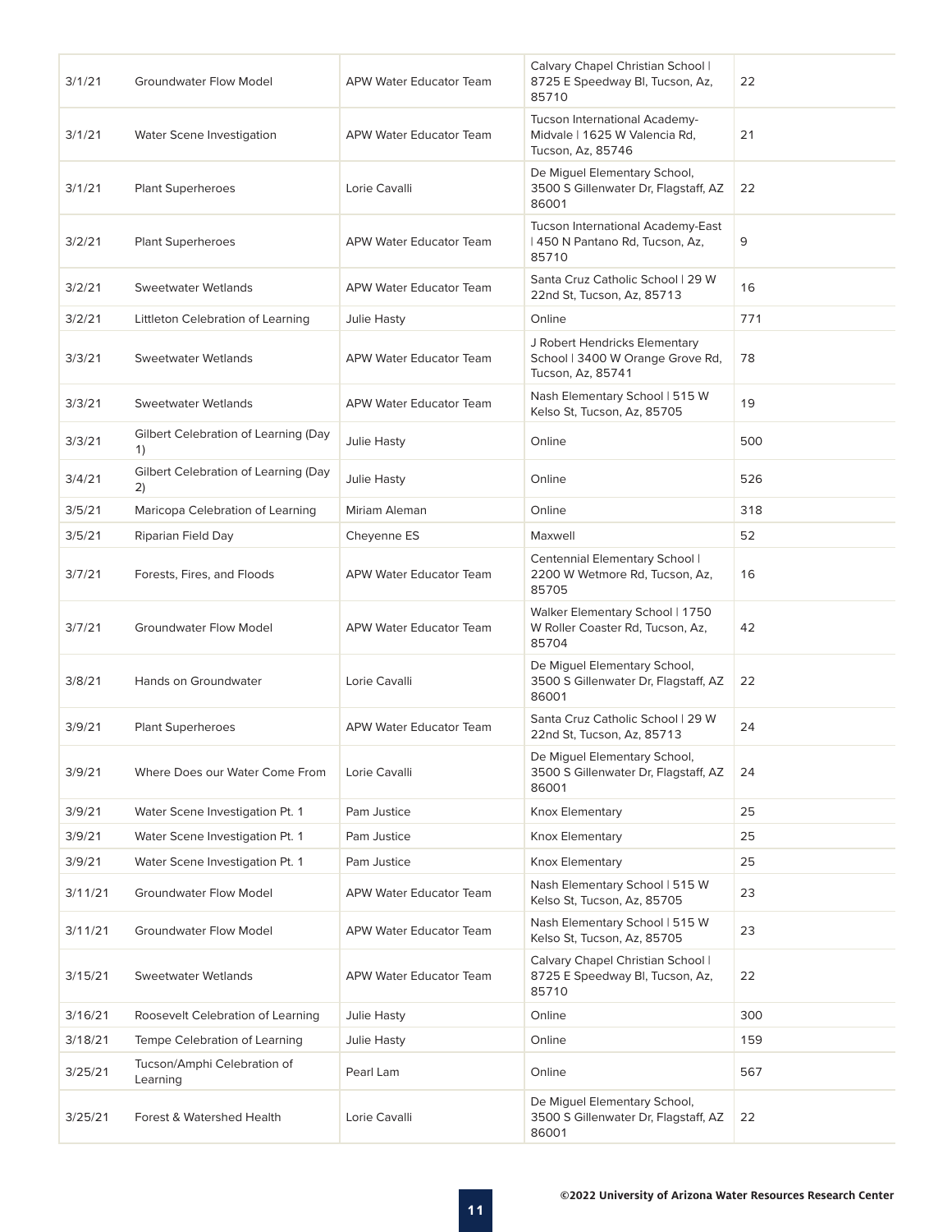| | | | | |
|---|---|---|---|---|
| 3/1/21 | Groundwater Flow Model | APW Water Educator Team | Calvary Chapel Christian School \| 8725 E Speedway Bl, Tucson, Az, 85710 | 22 |
| 3/1/21 | Water Scene Investigation | APW Water Educator Team | Tucson International Academy-Midvale \| 1625 W Valencia Rd, Tucson, Az, 85746 | 21 |
| 3/1/21 | Plant Superheroes | Lorie Cavalli | De Miguel Elementary School, 3500 S Gillenwater Dr, Flagstaff, AZ 86001 | 22 |
| 3/2/21 | Plant Superheroes | APW Water Educator Team | Tucson International Academy-East \| 450 N Pantano Rd, Tucson, Az, 85710 | 9 |
| 3/2/21 | Sweetwater Wetlands | APW Water Educator Team | Santa Cruz Catholic School \| 29 W 22nd St, Tucson, Az, 85713 | 16 |
| 3/2/21 | Littleton Celebration of Learning | Julie Hasty | Online | 771 |
| 3/3/21 | Sweetwater Wetlands | APW Water Educator Team | J Robert Hendricks Elementary School \| 3400 W Orange Grove Rd, Tucson, Az, 85741 | 78 |
| 3/3/21 | Sweetwater Wetlands | APW Water Educator Team | Nash Elementary School \| 515 W Kelso St, Tucson, Az, 85705 | 19 |
| 3/3/21 | Gilbert Celebration of Learning (Day 1) | Julie Hasty | Online | 500 |
| 3/4/21 | Gilbert Celebration of Learning (Day 2) | Julie Hasty | Online | 526 |
| 3/5/21 | Maricopa Celebration of Learning | Miriam Aleman | Online | 318 |
| 3/5/21 | Riparian Field Day | Cheyenne ES | Maxwell | 52 |
| 3/7/21 | Forests, Fires, and Floods | APW Water Educator Team | Centennial Elementary School \| 2200 W Wetmore Rd, Tucson, Az, 85705 | 16 |
| 3/7/21 | Groundwater Flow Model | APW Water Educator Team | Walker Elementary School \| 1750 W Roller Coaster Rd, Tucson, Az, 85704 | 42 |
| 3/8/21 | Hands on Groundwater | Lorie Cavalli | De Miguel Elementary School, 3500 S Gillenwater Dr, Flagstaff, AZ 86001 | 22 |
| 3/9/21 | Plant Superheroes | APW Water Educator Team | Santa Cruz Catholic School \| 29 W 22nd St, Tucson, Az, 85713 | 24 |
| 3/9/21 | Where Does our Water Come From | Lorie Cavalli | De Miguel Elementary School, 3500 S Gillenwater Dr, Flagstaff, AZ 86001 | 24 |
| 3/9/21 | Water Scene Investigation Pt. 1 | Pam Justice | Knox Elementary | 25 |
| 3/9/21 | Water Scene Investigation Pt. 1 | Pam Justice | Knox Elementary | 25 |
| 3/9/21 | Water Scene Investigation Pt. 1 | Pam Justice | Knox Elementary | 25 |
| 3/11/21 | Groundwater Flow Model | APW Water Educator Team | Nash Elementary School \| 515 W Kelso St, Tucson, Az, 85705 | 23 |
| 3/11/21 | Groundwater Flow Model | APW Water Educator Team | Nash Elementary School \| 515 W Kelso St, Tucson, Az, 85705 | 23 |
| 3/15/21 | Sweetwater Wetlands | APW Water Educator Team | Calvary Chapel Christian School \| 8725 E Speedway Bl, Tucson, Az, 85710 | 22 |
| 3/16/21 | Roosevelt Celebration of Learning | Julie Hasty | Online | 300 |
| 3/18/21 | Tempe Celebration of Learning | Julie Hasty | Online | 159 |
| 3/25/21 | Tucson/Amphi Celebration of Learning | Pearl Lam | Online | 567 |
| 3/25/21 | Forest & Watershed Health | Lorie Cavalli | De Miguel Elementary School, 3500 S Gillenwater Dr, Flagstaff, AZ 86001 | 22 |

©2022 University of Arizona Water Resources Research Center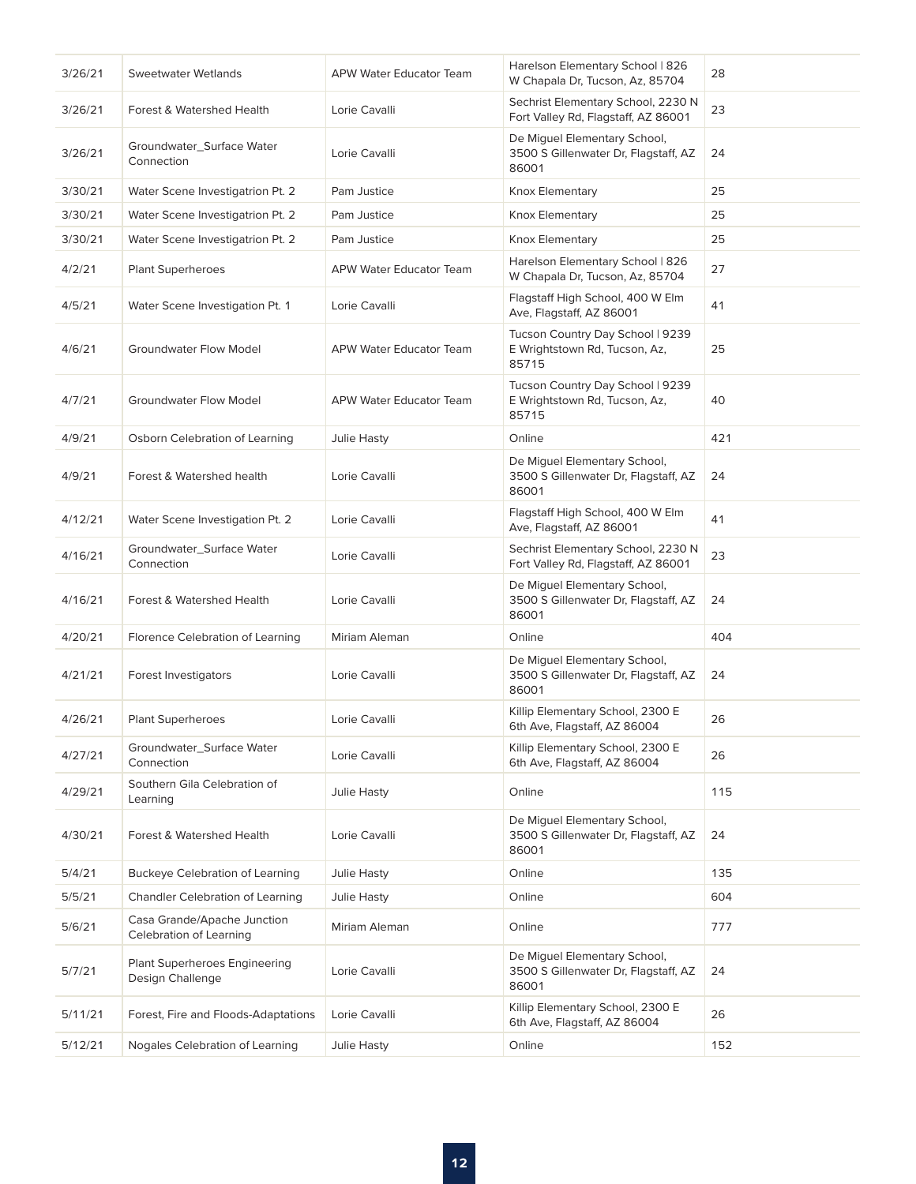| | | | | |
|---|---|---|---|---|
| 3/26/21 | Sweetwater Wetlands | APW Water Educator Team | Harelson Elementary School \| 826 W Chapala Dr, Tucson, Az, 85704 | 28 |
| 3/26/21 | Forest & Watershed Health | Lorie Cavalli | Sechrist Elementary School, 2230 N Fort Valley Rd, Flagstaff, AZ 86001 | 23 |
| 3/26/21 | Groundwater_Surface Water Connection | Lorie Cavalli | De Miguel Elementary School, 3500 S Gillenwater Dr, Flagstaff, AZ 86001 | 24 |
| 3/30/21 | Water Scene Investigatrion Pt. 2 | Pam Justice | Knox Elementary | 25 |
| 3/30/21 | Water Scene Investigatrion Pt. 2 | Pam Justice | Knox Elementary | 25 |
| 3/30/21 | Water Scene Investigatrion Pt. 2 | Pam Justice | Knox Elementary | 25 |
| 4/2/21 | Plant Superheroes | APW Water Educator Team | Harelson Elementary School \| 826 W Chapala Dr, Tucson, Az, 85704 | 27 |
| 4/5/21 | Water Scene Investigation Pt. 1 | Lorie Cavalli | Flagstaff High School, 400 W Elm Ave, Flagstaff, AZ 86001 | 41 |
| 4/6/21 | Groundwater Flow Model | APW Water Educator Team | Tucson Country Day School \| 9239 E Wrightstown Rd, Tucson, Az, 85715 | 25 |
| 4/7/21 | Groundwater Flow Model | APW Water Educator Team | Tucson Country Day School \| 9239 E Wrightstown Rd, Tucson, Az, 85715 | 40 |
| 4/9/21 | Osborn Celebration of Learning | Julie Hasty | Online | 421 |
| 4/9/21 | Forest & Watershed health | Lorie Cavalli | De Miguel Elementary School, 3500 S Gillenwater Dr, Flagstaff, AZ 86001 | 24 |
| 4/12/21 | Water Scene Investigation Pt. 2 | Lorie Cavalli | Flagstaff High School, 400 W Elm Ave, Flagstaff, AZ 86001 | 41 |
| 4/16/21 | Groundwater_Surface Water Connection | Lorie Cavalli | Sechrist Elementary School, 2230 N Fort Valley Rd, Flagstaff, AZ 86001 | 23 |
| 4/16/21 | Forest & Watershed Health | Lorie Cavalli | De Miguel Elementary School, 3500 S Gillenwater Dr, Flagstaff, AZ 86001 | 24 |
| 4/20/21 | Florence Celebration of Learning | Miriam Aleman | Online | 404 |
| 4/21/21 | Forest Investigators | Lorie Cavalli | De Miguel Elementary School, 3500 S Gillenwater Dr, Flagstaff, AZ 86001 | 24 |
| 4/26/21 | Plant Superheroes | Lorie Cavalli | Killip Elementary School, 2300 E 6th Ave, Flagstaff, AZ 86004 | 26 |
| 4/27/21 | Groundwater_Surface Water Connection | Lorie Cavalli | Killip Elementary School, 2300 E 6th Ave, Flagstaff, AZ 86004 | 26 |
| 4/29/21 | Southern Gila Celebration of Learning | Julie Hasty | Online | 115 |
| 4/30/21 | Forest & Watershed Health | Lorie Cavalli | De Miguel Elementary School, 3500 S Gillenwater Dr, Flagstaff, AZ 86001 | 24 |
| 5/4/21 | Buckeye Celebration of Learning | Julie Hasty | Online | 135 |
| 5/5/21 | Chandler Celebration of Learning | Julie Hasty | Online | 604 |
| 5/6/21 | Casa Grande/Apache Junction Celebration of Learning | Miriam Aleman | Online | 777 |
| 5/7/21 | Plant Superheroes Engineering Design Challenge | Lorie Cavalli | De Miguel Elementary School, 3500 S Gillenwater Dr, Flagstaff, AZ 86001 | 24 |
| 5/11/21 | Forest, Fire and Floods-Adaptations | Lorie Cavalli | Killip Elementary School, 2300 E 6th Ave, Flagstaff, AZ 86004 | 26 |
| 5/12/21 | Nogales Celebration of Learning | Julie Hasty | Online | 152 |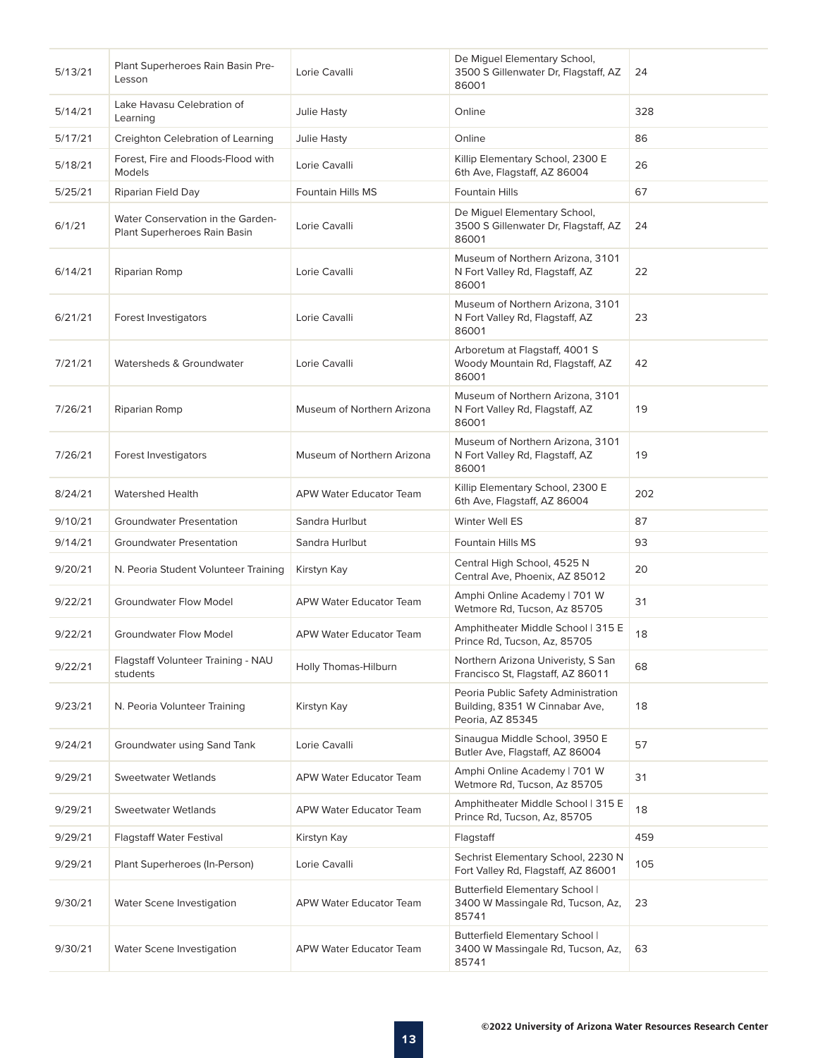| | | | | |
|---|---|---|---|---|
| 5/13/21 | Plant Superheroes Rain Basin Pre-Lesson | Lorie Cavalli | De Miguel Elementary School, 3500 S Gillenwater Dr, Flagstaff, AZ 86001 | 24 |
| 5/14/21 | Lake Havasu Celebration of Learning | Julie Hasty | Online | 328 |
| 5/17/21 | Creighton Celebration of Learning | Julie Hasty | Online | 86 |
| 5/18/21 | Forest, Fire and Floods-Flood with Models | Lorie Cavalli | Killip Elementary School, 2300 E 6th Ave, Flagstaff, AZ 86004 | 26 |
| 5/25/21 | Riparian Field Day | Fountain Hills MS | Fountain Hills | 67 |
| 6/1/21 | Water Conservation in the Garden-Plant Superheroes Rain Basin | Lorie Cavalli | De Miguel Elementary School, 3500 S Gillenwater Dr, Flagstaff, AZ 86001 | 24 |
| 6/14/21 | Riparian Romp | Lorie Cavalli | Museum of Northern Arizona, 3101 N Fort Valley Rd, Flagstaff, AZ 86001 | 22 |
| 6/21/21 | Forest Investigators | Lorie Cavalli | Museum of Northern Arizona, 3101 N Fort Valley Rd, Flagstaff, AZ 86001 | 23 |
| 7/21/21 | Watersheds & Groundwater | Lorie Cavalli | Arboretum at Flagstaff, 4001 S Woody Mountain Rd, Flagstaff, AZ 86001 | 42 |
| 7/26/21 | Riparian Romp | Museum of Northern Arizona | Museum of Northern Arizona, 3101 N Fort Valley Rd, Flagstaff, AZ 86001 | 19 |
| 7/26/21 | Forest Investigators | Museum of Northern Arizona | Museum of Northern Arizona, 3101 N Fort Valley Rd, Flagstaff, AZ 86001 | 19 |
| 8/24/21 | Watershed Health | APW Water Educator Team | Killip Elementary School, 2300 E 6th Ave, Flagstaff, AZ 86004 | 202 |
| 9/10/21 | Groundwater Presentation | Sandra Hurlbut | Winter Well ES | 87 |
| 9/14/21 | Groundwater Presentation | Sandra Hurlbut | Fountain Hills MS | 93 |
| 9/20/21 | N. Peoria Student Volunteer Training | Kirstyn Kay | Central High School, 4525 N Central Ave, Phoenix, AZ 85012 | 20 |
| 9/22/21 | Groundwater Flow Model | APW Water Educator Team | Amphi Online Academy \| 701 W Wetmore Rd, Tucson, Az 85705 | 31 |
| 9/22/21 | Groundwater Flow Model | APW Water Educator Team | Amphitheater Middle School \| 315 E Prince Rd, Tucson, Az, 85705 | 18 |
| 9/22/21 | Flagstaff Volunteer Training - NAU students | Holly Thomas-Hilburn | Northern Arizona Univeristy, S San Francisco St, Flagstaff, AZ 86011 | 68 |
| 9/23/21 | N. Peoria Volunteer Training | Kirstyn Kay | Peoria Public Safety Administration Building, 8351 W Cinnabar Ave, Peoria, AZ 85345 | 18 |
| 9/24/21 | Groundwater using Sand Tank | Lorie Cavalli | Sinaugua Middle School, 3950 E Butler Ave, Flagstaff, AZ 86004 | 57 |
| 9/29/21 | Sweetwater Wetlands | APW Water Educator Team | Amphi Online Academy \| 701 W Wetmore Rd, Tucson, Az 85705 | 31 |
| 9/29/21 | Sweetwater Wetlands | APW Water Educator Team | Amphitheater Middle School \| 315 E Prince Rd, Tucson, Az, 85705 | 18 |
| 9/29/21 | Flagstaff Water Festival | Kirstyn Kay | Flagstaff | 459 |
| 9/29/21 | Plant Superheroes (In-Person) | Lorie Cavalli | Sechrist Elementary School, 2230 N Fort Valley Rd, Flagstaff, AZ 86001 | 105 |
| 9/30/21 | Water Scene Investigation | APW Water Educator Team | Butterfield Elementary School \| 3400 W Massingale Rd, Tucson, Az, 85741 | 23 |
| 9/30/21 | Water Scene Investigation | APW Water Educator Team | Butterfield Elementary School \| 3400 W Massingale Rd, Tucson, Az, 85741 | 63 |

©2022 University of Arizona Water Resources Research Center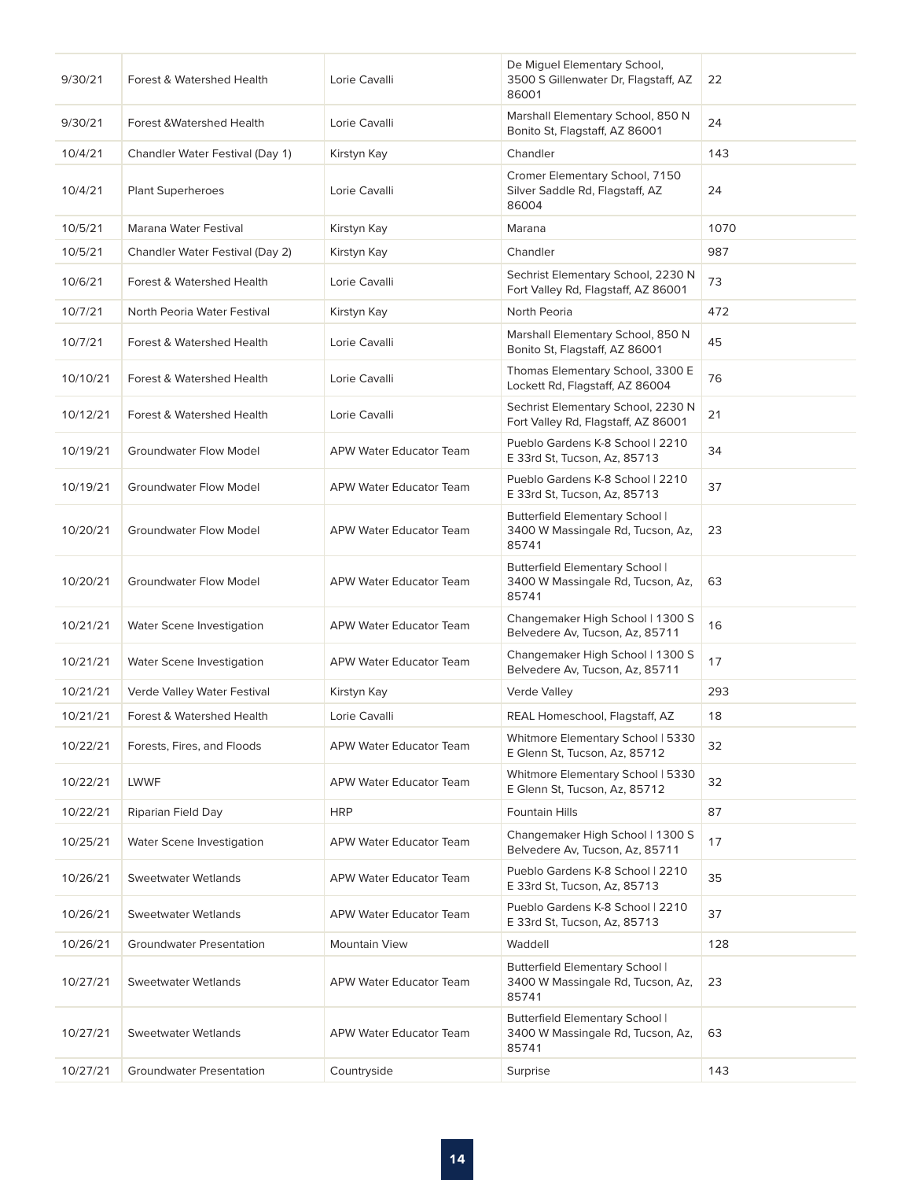| 9/30/21 | Forest & Watershed Health | Lorie Cavalli | De Miguel Elementary School, 3500 S Gillenwater Dr, Flagstaff, AZ 86001 | 22 |
|---|---|---|---|---|
| 9/30/21 | Forest &Watershed Health | Lorie Cavalli | Marshall Elementary School, 850 N Bonito St, Flagstaff, AZ 86001 | 24 |
| 10/4/21 | Chandler Water Festival (Day 1) | Kirstyn Kay | Chandler | 143 |
| 10/4/21 | Plant Superheroes | Lorie Cavalli | Cromer Elementary School, 7150 Silver Saddle Rd, Flagstaff, AZ 86004 | 24 |
| 10/5/21 | Marana Water Festival | Kirstyn Kay | Marana | 1070 |
| 10/5/21 | Chandler Water Festival (Day 2) | Kirstyn Kay | Chandler | 987 |
| 10/6/21 | Forest & Watershed Health | Lorie Cavalli | Sechrist Elementary School, 2230 N Fort Valley Rd, Flagstaff, AZ 86001 | 73 |
| 10/7/21 | North Peoria Water Festival | Kirstyn Kay | North Peoria | 472 |
| 10/7/21 | Forest & Watershed Health | Lorie Cavalli | Marshall Elementary School, 850 N Bonito St, Flagstaff, AZ 86001 | 45 |
| 10/10/21 | Forest & Watershed Health | Lorie Cavalli | Thomas Elementary School, 3300 E Lockett Rd, Flagstaff, AZ 86004 | 76 |
| 10/12/21 | Forest & Watershed Health | Lorie Cavalli | Sechrist Elementary School, 2230 N Fort Valley Rd, Flagstaff, AZ 86001 | 21 |
| 10/19/21 | Groundwater Flow Model | APW Water Educator Team | Pueblo Gardens K-8 School \| 2210 E 33rd St, Tucson, Az, 85713 | 34 |
| 10/19/21 | Groundwater Flow Model | APW Water Educator Team | Pueblo Gardens K-8 School \| 2210 E 33rd St, Tucson, Az, 85713 | 37 |
| 10/20/21 | Groundwater Flow Model | APW Water Educator Team | Butterfield Elementary School \| 3400 W Massingale Rd, Tucson, Az, 85741 | 23 |
| 10/20/21 | Groundwater Flow Model | APW Water Educator Team | Butterfield Elementary School \| 3400 W Massingale Rd, Tucson, Az, 85741 | 63 |
| 10/21/21 | Water Scene Investigation | APW Water Educator Team | Changemaker High School \| 1300 S Belvedere Av, Tucson, Az, 85711 | 16 |
| 10/21/21 | Water Scene Investigation | APW Water Educator Team | Changemaker High School \| 1300 S Belvedere Av, Tucson, Az, 85711 | 17 |
| 10/21/21 | Verde Valley Water Festival | Kirstyn Kay | Verde Valley | 293 |
| 10/21/21 | Forest & Watershed Health | Lorie Cavalli | REAL Homeschool, Flagstaff, AZ | 18 |
| 10/22/21 | Forests, Fires, and Floods | APW Water Educator Team | Whitmore Elementary School \| 5330 E Glenn St, Tucson, Az, 85712 | 32 |
| 10/22/21 | LWWF | APW Water Educator Team | Whitmore Elementary School \| 5330 E Glenn St, Tucson, Az, 85712 | 32 |
| 10/22/21 | Riparian Field Day | HRP | Fountain Hills | 87 |
| 10/25/21 | Water Scene Investigation | APW Water Educator Team | Changemaker High School \| 1300 S Belvedere Av, Tucson, Az, 85711 | 17 |
| 10/26/21 | Sweetwater Wetlands | APW Water Educator Team | Pueblo Gardens K-8 School \| 2210 E 33rd St, Tucson, Az, 85713 | 35 |
| 10/26/21 | Sweetwater Wetlands | APW Water Educator Team | Pueblo Gardens K-8 School \| 2210 E 33rd St, Tucson, Az, 85713 | 37 |
| 10/26/21 | Groundwater Presentation | Mountain View | Waddell | 128 |
| 10/27/21 | Sweetwater Wetlands | APW Water Educator Team | Butterfield Elementary School \| 3400 W Massingale Rd, Tucson, Az, 85741 | 23 |
| 10/27/21 | Sweetwater Wetlands | APW Water Educator Team | Butterfield Elementary School \| 3400 W Massingale Rd, Tucson, Az, 85741 | 63 |
| 10/27/21 | Groundwater Presentation | Countryside | Surprise | 143 |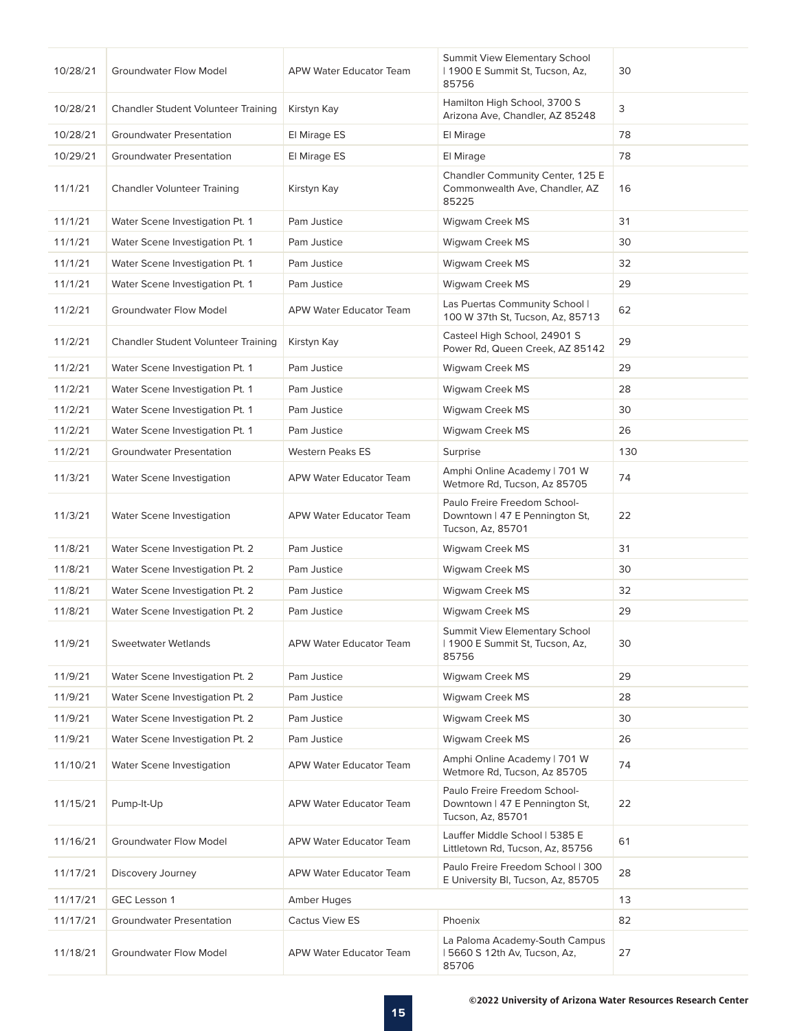| | | | | |
|---|---|---|---|---|
| 10/28/21 | Groundwater Flow Model | APW Water Educator Team | Summit View Elementary School \| 1900 E Summit St, Tucson, Az, 85756 | 30 |
| 10/28/21 | Chandler Student Volunteer Training | Kirstyn Kay | Hamilton High School, 3700 S Arizona Ave, Chandler, AZ 85248 | 3 |
| 10/28/21 | Groundwater Presentation | El Mirage ES | El Mirage | 78 |
| 10/29/21 | Groundwater Presentation | El Mirage ES | El Mirage | 78 |
| 11/1/21 | Chandler Volunteer Training | Kirstyn Kay | Chandler Community Center, 125 E Commonwealth Ave, Chandler, AZ 85225 | 16 |
| 11/1/21 | Water Scene Investigation Pt. 1 | Pam Justice | Wigwam Creek MS | 31 |
| 11/1/21 | Water Scene Investigation Pt. 1 | Pam Justice | Wigwam Creek MS | 30 |
| 11/1/21 | Water Scene Investigation Pt. 1 | Pam Justice | Wigwam Creek MS | 32 |
| 11/1/21 | Water Scene Investigation Pt. 1 | Pam Justice | Wigwam Creek MS | 29 |
| 11/2/21 | Groundwater Flow Model | APW Water Educator Team | Las Puertas Community School \| 100 W 37th St, Tucson, Az, 85713 | 62 |
| 11/2/21 | Chandler Student Volunteer Training | Kirstyn Kay | Casteel High School, 24901 S Power Rd, Queen Creek, AZ 85142 | 29 |
| 11/2/21 | Water Scene Investigation Pt. 1 | Pam Justice | Wigwam Creek MS | 29 |
| 11/2/21 | Water Scene Investigation Pt. 1 | Pam Justice | Wigwam Creek MS | 28 |
| 11/2/21 | Water Scene Investigation Pt. 1 | Pam Justice | Wigwam Creek MS | 30 |
| 11/2/21 | Water Scene Investigation Pt. 1 | Pam Justice | Wigwam Creek MS | 26 |
| 11/2/21 | Groundwater Presentation | Western Peaks ES | Surprise | 130 |
| 11/3/21 | Water Scene Investigation | APW Water Educator Team | Amphi Online Academy \| 701 W Wetmore Rd, Tucson, Az 85705 | 74 |
| 11/3/21 | Water Scene Investigation | APW Water Educator Team | Paulo Freire Freedom School-Downtown \| 47 E Pennington St, Tucson, Az, 85701 | 22 |
| 11/8/21 | Water Scene Investigation Pt. 2 | Pam Justice | Wigwam Creek MS | 31 |
| 11/8/21 | Water Scene Investigation Pt. 2 | Pam Justice | Wigwam Creek MS | 30 |
| 11/8/21 | Water Scene Investigation Pt. 2 | Pam Justice | Wigwam Creek MS | 32 |
| 11/8/21 | Water Scene Investigation Pt. 2 | Pam Justice | Wigwam Creek MS | 29 |
| 11/9/21 | Sweetwater Wetlands | APW Water Educator Team | Summit View Elementary School \| 1900 E Summit St, Tucson, Az, 85756 | 30 |
| 11/9/21 | Water Scene Investigation Pt. 2 | Pam Justice | Wigwam Creek MS | 29 |
| 11/9/21 | Water Scene Investigation Pt. 2 | Pam Justice | Wigwam Creek MS | 28 |
| 11/9/21 | Water Scene Investigation Pt. 2 | Pam Justice | Wigwam Creek MS | 30 |
| 11/9/21 | Water Scene Investigation Pt. 2 | Pam Justice | Wigwam Creek MS | 26 |
| 11/10/21 | Water Scene Investigation | APW Water Educator Team | Amphi Online Academy \| 701 W Wetmore Rd, Tucson, Az 85705 | 74 |
| 11/15/21 | Pump-It-Up | APW Water Educator Team | Paulo Freire Freedom School-Downtown \| 47 E Pennington St, Tucson, Az, 85701 | 22 |
| 11/16/21 | Groundwater Flow Model | APW Water Educator Team | Lauffer Middle School \| 5385 E Littletown Rd, Tucson, Az, 85756 | 61 |
| 11/17/21 | Discovery Journey | APW Water Educator Team | Paulo Freire Freedom School \| 300 E University Bl, Tucson, Az, 85705 | 28 |
| 11/17/21 | GEC Lesson 1 | Amber Huges | | 13 |
| 11/17/21 | Groundwater Presentation | Cactus View ES | Phoenix | 82 |
| 11/18/21 | Groundwater Flow Model | APW Water Educator Team | La Paloma Academy-South Campus \| 5660 S 12th Av, Tucson, Az, 85706 | 27 |

©2022 University of Arizona Water Resources Research Center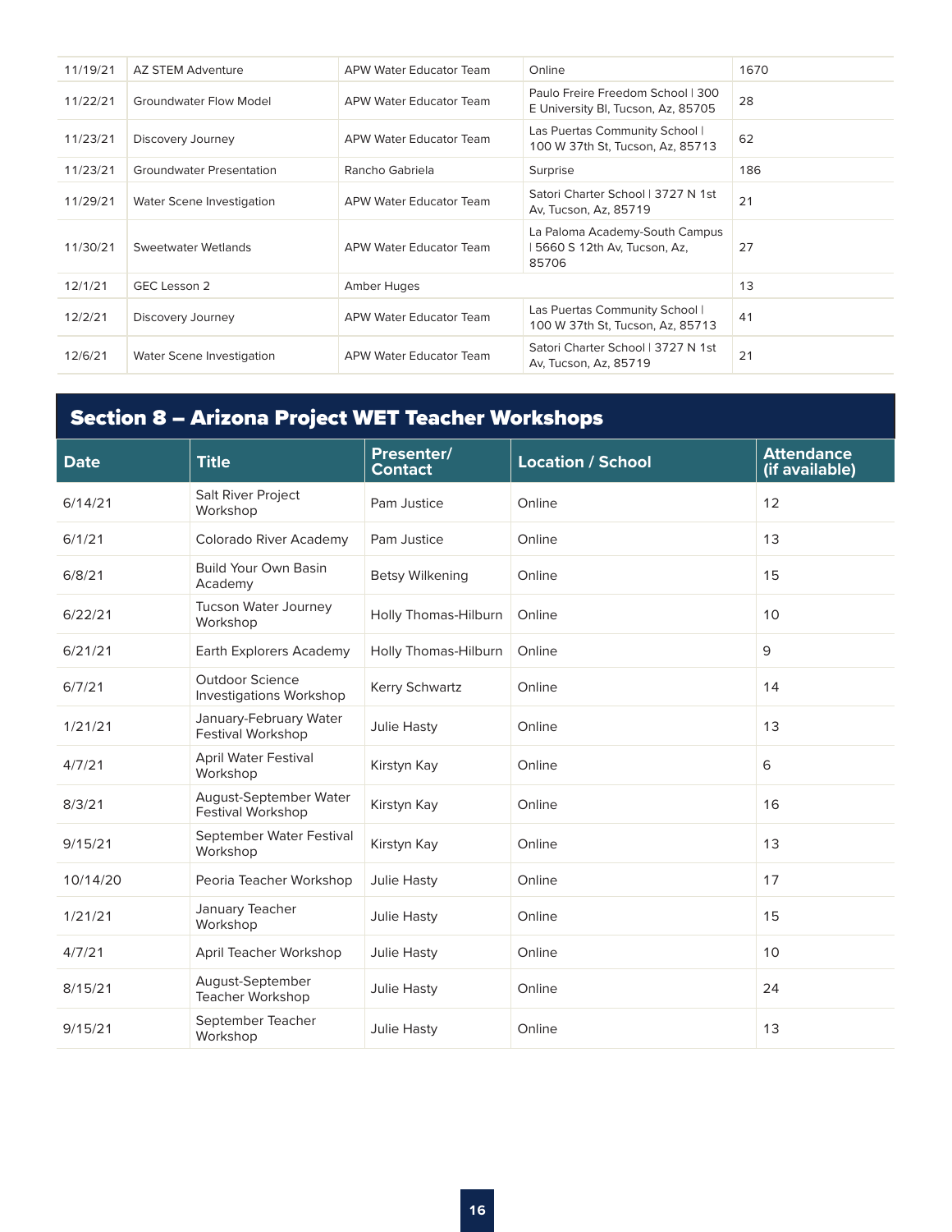| | | | | |
|---|---|---|---|---|
| 11/19/21 | AZ STEM Adventure | APW Water Educator Team | Online | 1670 |
| 11/22/21 | Groundwater Flow Model | APW Water Educator Team | Paulo Freire Freedom School \| 300 E University Bl, Tucson, Az, 85705 | 28 |
| 11/23/21 | Discovery Journey | APW Water Educator Team | Las Puertas Community School \| 100 W 37th St, Tucson, Az, 85713 | 62 |
| 11/23/21 | Groundwater Presentation | Rancho Gabriela | Surprise | 186 |
| 11/29/21 | Water Scene Investigation | APW Water Educator Team | Satori Charter School \| 3727 N 1st Av, Tucson, Az, 85719 | 21 |
| 11/30/21 | Sweetwater Wetlands | APW Water Educator Team | La Paloma Academy-South Campus \| 5660 S 12th Av, Tucson, Az, 85706 | 27 |
| 12/1/21 | GEC Lesson 2 | Amber Huges | | 13 |
| 12/2/21 | Discovery Journey | APW Water Educator Team | Las Puertas Community School \| 100 W 37th St, Tucson, Az, 85713 | 41 |
| 12/6/21 | Water Scene Investigation | APW Water Educator Team | Satori Charter School \| 3727 N 1st Av, Tucson, Az, 85719 | 21 |

## Section 8 – Arizona Project WET Teacher Workshops

| Date | Title | Presenter/ Contact | Location / School | Attendance (if available) |
|---|---|---|---|---|
| 6/14/21 | Salt River Project Workshop | Pam Justice | Online | 12 |
| 6/1/21 | Colorado River Academy | Pam Justice | Online | 13 |
| 6/8/21 | Build Your Own Basin Academy | Betsy Wilkening | Online | 15 |
| 6/22/21 | Tucson Water Journey Workshop | Holly Thomas-Hilburn | Online | 10 |
| 6/21/21 | Earth Explorers Academy | Holly Thomas-Hilburn | Online | 9 |
| 6/7/21 | Outdoor Science Investigations Workshop | Kerry Schwartz | Online | 14 |
| 1/21/21 | January-February Water Festival Workshop | Julie Hasty | Online | 13 |
| 4/7/21 | April Water Festival Workshop | Kirstyn Kay | Online | 6 |
| 8/3/21 | August-September Water Festival Workshop | Kirstyn Kay | Online | 16 |
| 9/15/21 | September Water Festival Workshop | Kirstyn Kay | Online | 13 |
| 10/14/20 | Peoria Teacher Workshop | Julie Hasty | Online | 17 |
| 1/21/21 | January Teacher Workshop | Julie Hasty | Online | 15 |
| 4/7/21 | April Teacher Workshop | Julie Hasty | Online | 10 |
| 8/15/21 | August-September Teacher Workshop | Julie Hasty | Online | 24 |
| 9/15/21 | September Teacher Workshop | Julie Hasty | Online | 13 |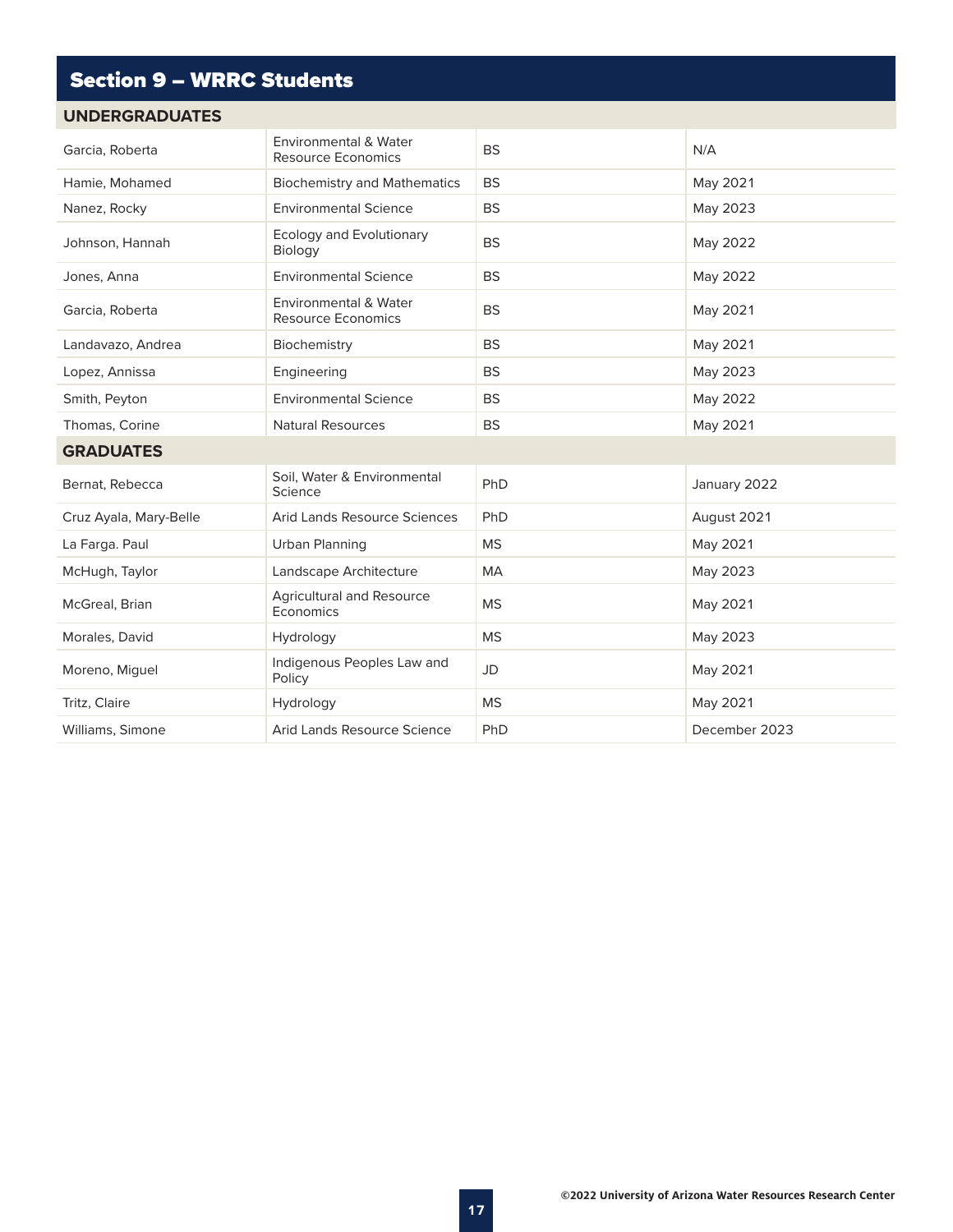## Section 9 – WRRC Students

| | | | |
|---|---|---|---|
| **UNDERGRADUATES** | | | |
| Garcia, Roberta | Environmental & Water Resource Economics | BS | N/A |
| Hamie, Mohamed | Biochemistry and Mathematics | BS | May 2021 |
| Nanez, Rocky | Environmental Science | BS | May 2023 |
| Johnson, Hannah | Ecology and Evolutionary Biology | BS | May 2022 |
| Jones, Anna | Environmental Science | BS | May 2022 |
| Garcia, Roberta | Environmental & Water Resource Economics | BS | May 2021 |
| Landavazo, Andrea | Biochemistry | BS | May 2021 |
| Lopez, Annissa | Engineering | BS | May 2023 |
| Smith, Peyton | Environmental Science | BS | May 2022 |
| Thomas, Corine | Natural Resources | BS | May 2021 |
| **GRADUATES** | | | |
| Bernat, Rebecca | Soil, Water & Environmental Science | PhD | January 2022 |
| Cruz Ayala, Mary-Belle | Arid Lands Resource Sciences | PhD | August 2021 |
| La Farga. Paul | Urban Planning | MS | May 2021 |
| McHugh, Taylor | Landscape Architecture | MA | May 2023 |
| McGreal, Brian | Agricultural and Resource Economics | MS | May 2021 |
| Morales, David | Hydrology | MS | May 2023 |
| Moreno, Miguel | Indigenous Peoples Law and Policy | JD | May 2021 |
| Tritz, Claire | Hydrology | MS | May 2021 |
| Williams, Simone | Arid Lands Resource Science | PhD | December 2023 |

©2022 University of Arizona Water Resources Research Center